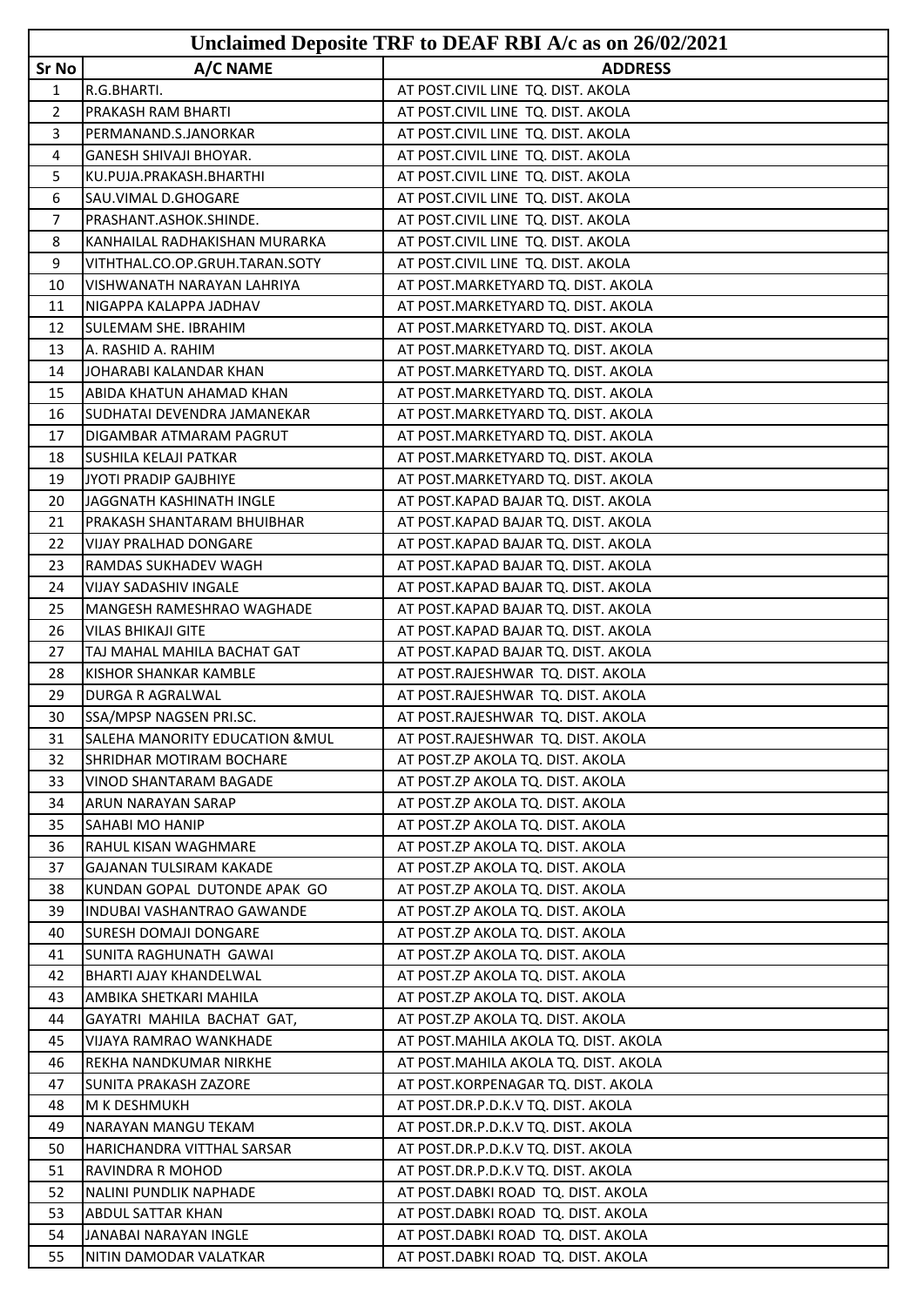| Unclaimed Deposite TRF to DEAF RBI A/c as on 26/02/2021 | | |
|---|---|---|
| Sr No | A/C NAME | ADDRESS |
| 1 | R.G.BHARTI. | AT POST.CIVIL LINE TQ. DIST. AKOLA |
| 2 | PRAKASH RAM BHARTI | AT POST.CIVIL LINE TQ. DIST. AKOLA |
| 3 | PERMANAND.S.JANORKAR | AT POST.CIVIL LINE TQ. DIST. AKOLA |
| 4 | GANESH SHIVAJI BHOYAR. | AT POST.CIVIL LINE TQ. DIST. AKOLA |
| 5 | KU.PUJA.PRAKASH.BHARTHI | AT POST.CIVIL LINE TQ. DIST. AKOLA |
| 6 | SAU.VIMAL D.GHOGARE | AT POST.CIVIL LINE TQ. DIST. AKOLA |
| 7 | PRASHANT.ASHOK.SHINDE. | AT POST.CIVIL LINE TQ. DIST. AKOLA |
| 8 | KANHAILAL RADHAKISHAN MURARKA | AT POST.CIVIL LINE TQ. DIST. AKOLA |
| 9 | VITHTHAL.CO.OP.GRUH.TARAN.SOTY | AT POST.CIVIL LINE TQ. DIST. AKOLA |
| 10 | VISHWANATH NARAYAN LAHRIYA | AT POST.MARKETYARD TQ. DIST. AKOLA |
| 11 | NIGAPPA KALAPPA JADHAV | AT POST.MARKETYARD TQ. DIST. AKOLA |
| 12 | SULEMAM SHE. IBRAHIM | AT POST.MARKETYARD TQ. DIST. AKOLA |
| 13 | A. RASHID A. RAHIM | AT POST.MARKETYARD TQ. DIST. AKOLA |
| 14 | JOHARABI KALANDAR KHAN | AT POST.MARKETYARD TQ. DIST. AKOLA |
| 15 | ABIDA KHATUN AHAMAD KHAN | AT POST.MARKETYARD TQ. DIST. AKOLA |
| 16 | SUDHATAI DEVENDRA JAMANEKAR | AT POST.MARKETYARD TQ. DIST. AKOLA |
| 17 | DIGAMBAR ATMARAM PAGRUT | AT POST.MARKETYARD TQ. DIST. AKOLA |
| 18 | SUSHILA KELAJI PATKAR | AT POST.MARKETYARD TQ. DIST. AKOLA |
| 19 | JYOTI PRADIP GAJBHIYE | AT POST.MARKETYARD TQ. DIST. AKOLA |
| 20 | JAGGNATH KASHINATH INGLE | AT POST.KAPAD BAJAR TQ. DIST. AKOLA |
| 21 | PRAKASH SHANTARAM BHUIBHAR | AT POST.KAPAD BAJAR TQ. DIST. AKOLA |
| 22 | VIJAY PRALHAD DONGARE | AT POST.KAPAD BAJAR TQ. DIST. AKOLA |
| 23 | RAMDAS SUKHADEV WAGH | AT POST.KAPAD BAJAR TQ. DIST. AKOLA |
| 24 | VIJAY SADASHIV INGALE | AT POST.KAPAD BAJAR TQ. DIST. AKOLA |
| 25 | MANGESH RAMESHRAO WAGHADE | AT POST.KAPAD BAJAR TQ. DIST. AKOLA |
| 26 | VILAS BHIKAJI GITE | AT POST.KAPAD BAJAR TQ. DIST. AKOLA |
| 27 | TAJ MAHAL MAHILA BACHAT GAT | AT POST.KAPAD BAJAR TQ. DIST. AKOLA |
| 28 | KISHOR SHANKAR KAMBLE | AT POST.RAJESHWAR TQ. DIST. AKOLA |
| 29 | DURGA R AGRALWAL | AT POST.RAJESHWAR TQ. DIST. AKOLA |
| 30 | SSA/MPSP NAGSEN PRI.SC. | AT POST.RAJESHWAR TQ. DIST. AKOLA |
| 31 | SALEHA MANORITY EDUCATION &MUL | AT POST.RAJESHWAR TQ. DIST. AKOLA |
| 32 | SHRIDHAR MOTIRAM BOCHARE | AT POST.ZP AKOLA TQ. DIST. AKOLA |
| 33 | VINOD SHANTARAM BAGADE | AT POST.ZP AKOLA TQ. DIST. AKOLA |
| 34 | ARUN NARAYAN SARAP | AT POST.ZP AKOLA TQ. DIST. AKOLA |
| 35 | SAHABI MO HANIP | AT POST.ZP AKOLA TQ. DIST. AKOLA |
| 36 | RAHUL KISAN WAGHMARE | AT POST.ZP AKOLA TQ. DIST. AKOLA |
| 37 | GAJANAN TULSIRAM KAKADE | AT POST.ZP AKOLA TQ. DIST. AKOLA |
| 38 | KUNDAN GOPAL DUTONDE APAK GO | AT POST.ZP AKOLA TQ. DIST. AKOLA |
| 39 | INDUBAI VASHANTRAO GAWANDE | AT POST.ZP AKOLA TQ. DIST. AKOLA |
| 40 | SURESH DOMAJI DONGARE | AT POST.ZP AKOLA TQ. DIST. AKOLA |
| 41 | SUNITA RAGHUNATH GAWAI | AT POST.ZP AKOLA TQ. DIST. AKOLA |
| 42 | BHARTI AJAY KHANDELWAL | AT POST.ZP AKOLA TQ. DIST. AKOLA |
| 43 | AMBIKA SHETKARI MAHILA | AT POST.ZP AKOLA TQ. DIST. AKOLA |
| 44 | GAYATRI MAHILA BACHAT GAT, | AT POST.ZP AKOLA TQ. DIST. AKOLA |
| 45 | VIJAYA RAMRAO WANKHADE | AT POST.MAHILA AKOLA TQ. DIST. AKOLA |
| 46 | REKHA NANDKUMAR NIRKHE | AT POST.MAHILA AKOLA TQ. DIST. AKOLA |
| 47 | SUNITA PRAKASH ZAZORE | AT POST.KORPENAGAR TQ. DIST. AKOLA |
| 48 | M K DESHMUKH | AT POST.DR.P.D.K.V TQ. DIST. AKOLA |
| 49 | NARAYAN MANGU TEKAM | AT POST.DR.P.D.K.V TQ. DIST. AKOLA |
| 50 | HARICHANDRA VITTHAL SARSAR | AT POST.DR.P.D.K.V TQ. DIST. AKOLA |
| 51 | RAVINDRA R MOHOD | AT POST.DR.P.D.K.V TQ. DIST. AKOLA |
| 52 | NALINI PUNDLIK NAPHADE | AT POST.DABKI ROAD TQ. DIST. AKOLA |
| 53 | ABDUL SATTAR KHAN | AT POST.DABKI ROAD TQ. DIST. AKOLA |
| 54 | JANABAI NARAYAN INGLE | AT POST.DABKI ROAD TQ. DIST. AKOLA |
| 55 | NITIN DAMODAR VALATKAR | AT POST.DABKI ROAD TQ. DIST. AKOLA |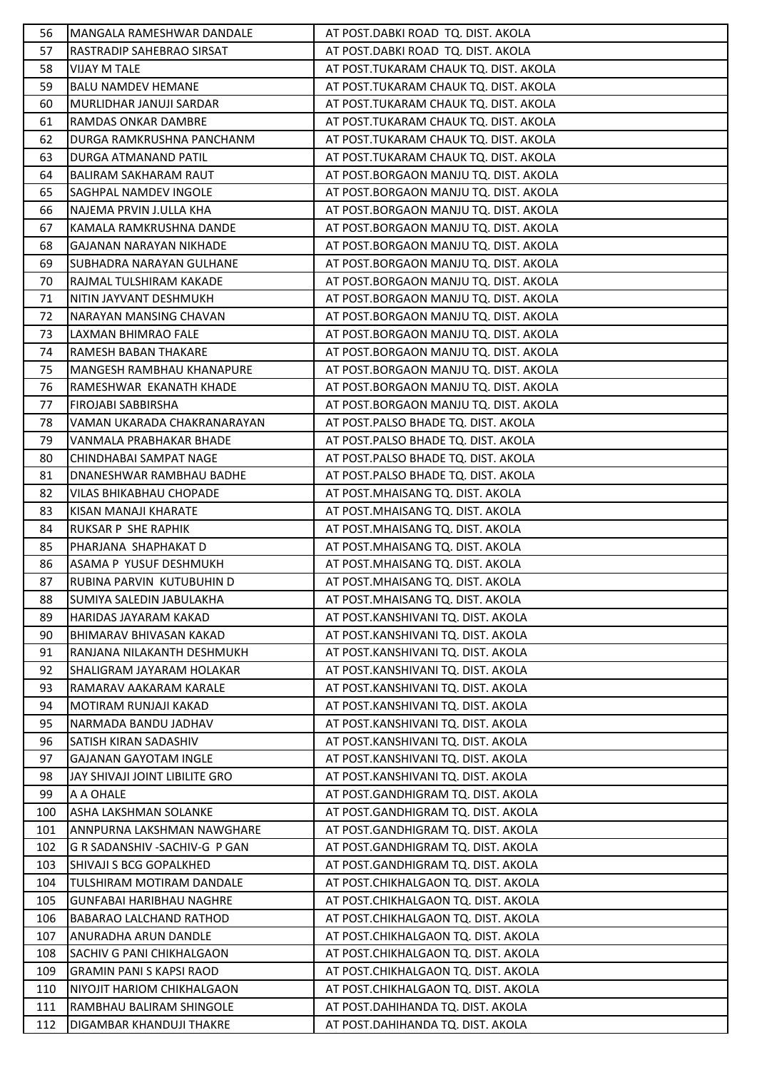| | | |
|---|---|---|
| 56 | MANGALA RAMESHWAR DANDALE | AT POST.DABKI ROAD TQ. DIST. AKOLA |
| 57 | RASTRADIP SAHEBRAO SIRSAT | AT POST.DABKI ROAD TQ. DIST. AKOLA |
| 58 | VIJAY M TALE | AT POST.TUKARAM CHAUK TQ. DIST. AKOLA |
| 59 | BALU NAMDEV HEMANE | AT POST.TUKARAM CHAUK TQ. DIST. AKOLA |
| 60 | MURLIDHAR JANUJI SARDAR | AT POST.TUKARAM CHAUK TQ. DIST. AKOLA |
| 61 | RAMDAS ONKAR DAMBRE | AT POST.TUKARAM CHAUK TQ. DIST. AKOLA |
| 62 | DURGA RAMKRUSHNA PANCHANM | AT POST.TUKARAM CHAUK TQ. DIST. AKOLA |
| 63 | DURGA ATMANAND PATIL | AT POST.TUKARAM CHAUK TQ. DIST. AKOLA |
| 64 | BALIRAM SAKHARAM RAUT | AT POST.BORGAON MANJU TQ. DIST. AKOLA |
| 65 | SAGHPAL NAMDEV INGOLE | AT POST.BORGAON MANJU TQ. DIST. AKOLA |
| 66 | NAJEMA PRVIN J.ULLA KHA | AT POST.BORGAON MANJU TQ. DIST. AKOLA |
| 67 | KAMALA RAMKRUSHNA DANDE | AT POST.BORGAON MANJU TQ. DIST. AKOLA |
| 68 | GAJANAN NARAYAN NIKHADE | AT POST.BORGAON MANJU TQ. DIST. AKOLA |
| 69 | SUBHADRA NARAYAN GULHANE | AT POST.BORGAON MANJU TQ. DIST. AKOLA |
| 70 | RAJMAL TULSHIRAM KAKADE | AT POST.BORGAON MANJU TQ. DIST. AKOLA |
| 71 | NITIN JAYVANT DESHMUKH | AT POST.BORGAON MANJU TQ. DIST. AKOLA |
| 72 | NARAYAN MANSING CHAVAN | AT POST.BORGAON MANJU TQ. DIST. AKOLA |
| 73 | LAXMAN BHIMRAO FALE | AT POST.BORGAON MANJU TQ. DIST. AKOLA |
| 74 | RAMESH BABAN THAKARE | AT POST.BORGAON MANJU TQ. DIST. AKOLA |
| 75 | MANGESH RAMBHAU KHANAPURE | AT POST.BORGAON MANJU TQ. DIST. AKOLA |
| 76 | RAMESHWAR EKANATH KHADE | AT POST.BORGAON MANJU TQ. DIST. AKOLA |
| 77 | FIROJABI SABBIRSHA | AT POST.BORGAON MANJU TQ. DIST. AKOLA |
| 78 | VAMAN UKARADA CHAKRANARAYAN | AT POST.PALSO BHADE TQ. DIST. AKOLA |
| 79 | VANMALA PRABHAKAR BHADE | AT POST.PALSO BHADE TQ. DIST. AKOLA |
| 80 | CHINDHABAI SAMPAT NAGE | AT POST.PALSO BHADE TQ. DIST. AKOLA |
| 81 | DNANESHWAR RAMBHAU BADHE | AT POST.PALSO BHADE TQ. DIST. AKOLA |
| 82 | VILAS BHIKABHAU CHOPADE | AT POST.MHAISANG TQ. DIST. AKOLA |
| 83 | KISAN MANAJI KHARATE | AT POST.MHAISANG TQ. DIST. AKOLA |
| 84 | RUKSAR P SHE RAPHIK | AT POST.MHAISANG TQ. DIST. AKOLA |
| 85 | PHARJANA SHAPHAKAT D | AT POST.MHAISANG TQ. DIST. AKOLA |
| 86 | ASAMA P YUSUF DESHMUKH | AT POST.MHAISANG TQ. DIST. AKOLA |
| 87 | RUBINA PARVIN KUTUBUHIN D | AT POST.MHAISANG TQ. DIST. AKOLA |
| 88 | SUMIYA SALEDIN JABULAKHA | AT POST.MHAISANG TQ. DIST. AKOLA |
| 89 | HARIDAS JAYARAM KAKAD | AT POST.KANSHIVANI TQ. DIST. AKOLA |
| 90 | BHIMARAV BHIVASAN KAKAD | AT POST.KANSHIVANI TQ. DIST. AKOLA |
| 91 | RANJANA NILAKANTH DESHMUKH | AT POST.KANSHIVANI TQ. DIST. AKOLA |
| 92 | SHALIGRAM JAYARAM HOLAKAR | AT POST.KANSHIVANI TQ. DIST. AKOLA |
| 93 | RAMARAV AAKARAM KARALE | AT POST.KANSHIVANI TQ. DIST. AKOLA |
| 94 | MOTIRAM RUNJAJI KAKAD | AT POST.KANSHIVANI TQ. DIST. AKOLA |
| 95 | NARMADA BANDU JADHAV | AT POST.KANSHIVANI TQ. DIST. AKOLA |
| 96 | SATISH KIRAN SADASHIV | AT POST.KANSHIVANI TQ. DIST. AKOLA |
| 97 | GAJANAN GAYOTAM INGLE | AT POST.KANSHIVANI TQ. DIST. AKOLA |
| 98 | JAY SHIVAJI JOINT LIBILITE GRO | AT POST.KANSHIVANI TQ. DIST. AKOLA |
| 99 | A A OHALE | AT POST.GANDHIGRAM TQ. DIST. AKOLA |
| 100 | ASHA LAKSHMAN SOLANKE | AT POST.GANDHIGRAM TQ. DIST. AKOLA |
| 101 | ANNPURNA LAKSHMAN NAWGHARE | AT POST.GANDHIGRAM TQ. DIST. AKOLA |
| 102 | G R SADANSHIV -SACHIV-G P GAN | AT POST.GANDHIGRAM TQ. DIST. AKOLA |
| 103 | SHIVAJI S BCG GOPALKHED | AT POST.GANDHIGRAM TQ. DIST. AKOLA |
| 104 | TULSHIRAM MOTIRAM DANDALE | AT POST.CHIKHALGAON TQ. DIST. AKOLA |
| 105 | GUNFABAI HARIBHAU NAGHRE | AT POST.CHIKHALGAON TQ. DIST. AKOLA |
| 106 | BABARAO LALCHAND RATHOD | AT POST.CHIKHALGAON TQ. DIST. AKOLA |
| 107 | ANURADHA ARUN DANDLE | AT POST.CHIKHALGAON TQ. DIST. AKOLA |
| 108 | SACHIV G PANI CHIKHALGAON | AT POST.CHIKHALGAON TQ. DIST. AKOLA |
| 109 | GRAMIN PANI S KAPSI RAOD | AT POST.CHIKHALGAON TQ. DIST. AKOLA |
| 110 | NIYOJIT HARIOM CHIKHALGAON | AT POST.CHIKHALGAON TQ. DIST. AKOLA |
| 111 | RAMBHAU BALIRAM SHINGOLE | AT POST.DAHIHANDA TQ. DIST. AKOLA |
| 112 | DIGAMBAR KHANDUJI THAKRE | AT POST.DAHIHANDA TQ. DIST. AKOLA |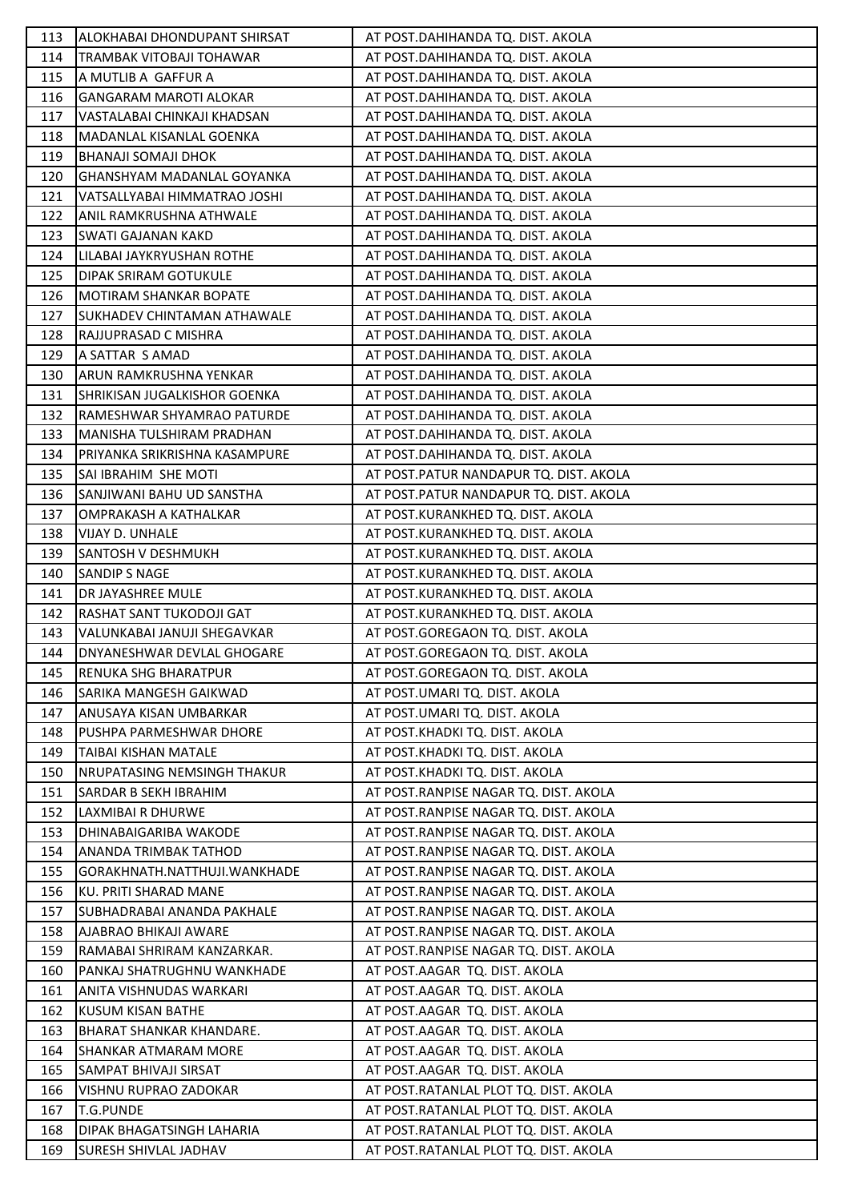| 113 | ALOKHABAI DHONDUPANT SHIRSAT | AT POST.DAHIHANDA TQ. DIST. AKOLA |
|---|---|---|
| 114 | TRAMBAK VITOBAJI TOHAWAR | AT POST.DAHIHANDA TQ. DIST. AKOLA |
| 115 | A MUTLIB A GAFFUR A | AT POST.DAHIHANDA TQ. DIST. AKOLA |
| 116 | GANGARAM MAROTI ALOKAR | AT POST.DAHIHANDA TQ. DIST. AKOLA |
| 117 | VASTALABAI CHINKAJI KHADSAN | AT POST.DAHIHANDA TQ. DIST. AKOLA |
| 118 | MADANLAL KISANLAL GOENKA | AT POST.DAHIHANDA TQ. DIST. AKOLA |
| 119 | BHANAJI SOMAJI DHOK | AT POST.DAHIHANDA TQ. DIST. AKOLA |
| 120 | GHANSHYAM MADANLAL GOYANKA | AT POST.DAHIHANDA TQ. DIST. AKOLA |
| 121 | VATSALLYABAI HIMMATRAO JOSHI | AT POST.DAHIHANDA TQ. DIST. AKOLA |
| 122 | ANIL RAMKRUSHNA ATHWALE | AT POST.DAHIHANDA TQ. DIST. AKOLA |
| 123 | SWATI GAJANAN KAKD | AT POST.DAHIHANDA TQ. DIST. AKOLA |
| 124 | LILABAI JAYKRYUSHAN ROTHE | AT POST.DAHIHANDA TQ. DIST. AKOLA |
| 125 | DIPAK SRIRAM GOTUKULE | AT POST.DAHIHANDA TQ. DIST. AKOLA |
| 126 | MOTIRAM SHANKAR BOPATE | AT POST.DAHIHANDA TQ. DIST. AKOLA |
| 127 | SUKHADEV CHINTAMAN ATHAWALE | AT POST.DAHIHANDA TQ. DIST. AKOLA |
| 128 | RAJJUPRASAD C MISHRA | AT POST.DAHIHANDA TQ. DIST. AKOLA |
| 129 | A SATTAR S AMAD | AT POST.DAHIHANDA TQ. DIST. AKOLA |
| 130 | ARUN RAMKRUSHNA YENKAR | AT POST.DAHIHANDA TQ. DIST. AKOLA |
| 131 | SHRIKISAN JUGALKISHOR GOENKA | AT POST.DAHIHANDA TQ. DIST. AKOLA |
| 132 | RAMESHWAR SHYAMRAO PATURDE | AT POST.DAHIHANDA TQ. DIST. AKOLA |
| 133 | MANISHA TULSHIRAM PRADHAN | AT POST.DAHIHANDA TQ. DIST. AKOLA |
| 134 | PRIYANKA SRIKRISHNA KASAMPURE | AT POST.DAHIHANDA TQ. DIST. AKOLA |
| 135 | SAI IBRAHIM SHE MOTI | AT POST.PATUR NANDAPUR TQ. DIST. AKOLA |
| 136 | SANJIWANI BAHU UD SANSTHA | AT POST.PATUR NANDAPUR TQ. DIST. AKOLA |
| 137 | OMPRAKASH A KATHALKAR | AT POST.KURANKHED TQ. DIST. AKOLA |
| 138 | VIJAY D. UNHALE | AT POST.KURANKHED TQ. DIST. AKOLA |
| 139 | SANTOSH V DESHMUKH | AT POST.KURANKHED TQ. DIST. AKOLA |
| 140 | SANDIP S NAGE | AT POST.KURANKHED TQ. DIST. AKOLA |
| 141 | DR JAYASHREE MULE | AT POST.KURANKHED TQ. DIST. AKOLA |
| 142 | RASHAT SANT TUKODOJI GAT | AT POST.KURANKHED TQ. DIST. AKOLA |
| 143 | VALUNKABAI JANUJI SHEGAVKAR | AT POST.GOREGAON TQ. DIST. AKOLA |
| 144 | DNYANESHWAR DEVLAL GHOGARE | AT POST.GOREGAON TQ. DIST. AKOLA |
| 145 | RENUKA SHG BHARATPUR | AT POST.GOREGAON TQ. DIST. AKOLA |
| 146 | SARIKA MANGESH GAIKWAD | AT POST.UMARI TQ. DIST. AKOLA |
| 147 | ANUSAYA KISAN UMBARKAR | AT POST.UMARI TQ. DIST. AKOLA |
| 148 | PUSHPA PARMESHWAR DHORE | AT POST.KHADKI TQ. DIST. AKOLA |
| 149 | TAIBAI KISHAN MATALE | AT POST.KHADKI TQ. DIST. AKOLA |
| 150 | NRUPATASING NEMSINGH THAKUR | AT POST.KHADKI TQ. DIST. AKOLA |
| 151 | SARDAR B SEKH IBRAHIM | AT POST.RANPISE NAGAR TQ. DIST. AKOLA |
| 152 | LAXMIBAI R DHURWE | AT POST.RANPISE NAGAR TQ. DIST. AKOLA |
| 153 | DHINABAIGARIBA WAKODE | AT POST.RANPISE NAGAR TQ. DIST. AKOLA |
| 154 | ANANDA TRIMBAK TATHOD | AT POST.RANPISE NAGAR TQ. DIST. AKOLA |
| 155 | GORAKHNATH.NATTHUJI.WANKHADE | AT POST.RANPISE NAGAR TQ. DIST. AKOLA |
| 156 | KU. PRITI SHARAD MANE | AT POST.RANPISE NAGAR TQ. DIST. AKOLA |
| 157 | SUBHADRABAI ANANDA PAKHALE | AT POST.RANPISE NAGAR TQ. DIST. AKOLA |
| 158 | AJABRAO BHIKAJI AWARE | AT POST.RANPISE NAGAR TQ. DIST. AKOLA |
| 159 | RAMABAI SHRIRAM KANZARKAR. | AT POST.RANPISE NAGAR TQ. DIST. AKOLA |
| 160 | PANKAJ SHATRUGHNU WANKHADE | AT POST.AAGAR TQ. DIST. AKOLA |
| 161 | ANITA VISHNUDAS WARKARI | AT POST.AAGAR TQ. DIST. AKOLA |
| 162 | KUSUM KISAN BATHE | AT POST.AAGAR TQ. DIST. AKOLA |
| 163 | BHARAT SHANKAR KHANDARE. | AT POST.AAGAR TQ. DIST. AKOLA |
| 164 | SHANKAR ATMARAM MORE | AT POST.AAGAR TQ. DIST. AKOLA |
| 165 | SAMPAT BHIVAJI SIRSAT | AT POST.AAGAR TQ. DIST. AKOLA |
| 166 | VISHNU RUPRAO ZADOKAR | AT POST.RATANLAL PLOT TQ. DIST. AKOLA |
| 167 | T.G.PUNDE | AT POST.RATANLAL PLOT TQ. DIST. AKOLA |
| 168 | DIPAK BHAGATSINGH LAHARIA | AT POST.RATANLAL PLOT TQ. DIST. AKOLA |
| 169 | SURESH SHIVLAL JADHAV | AT POST.RATANLAL PLOT TQ. DIST. AKOLA |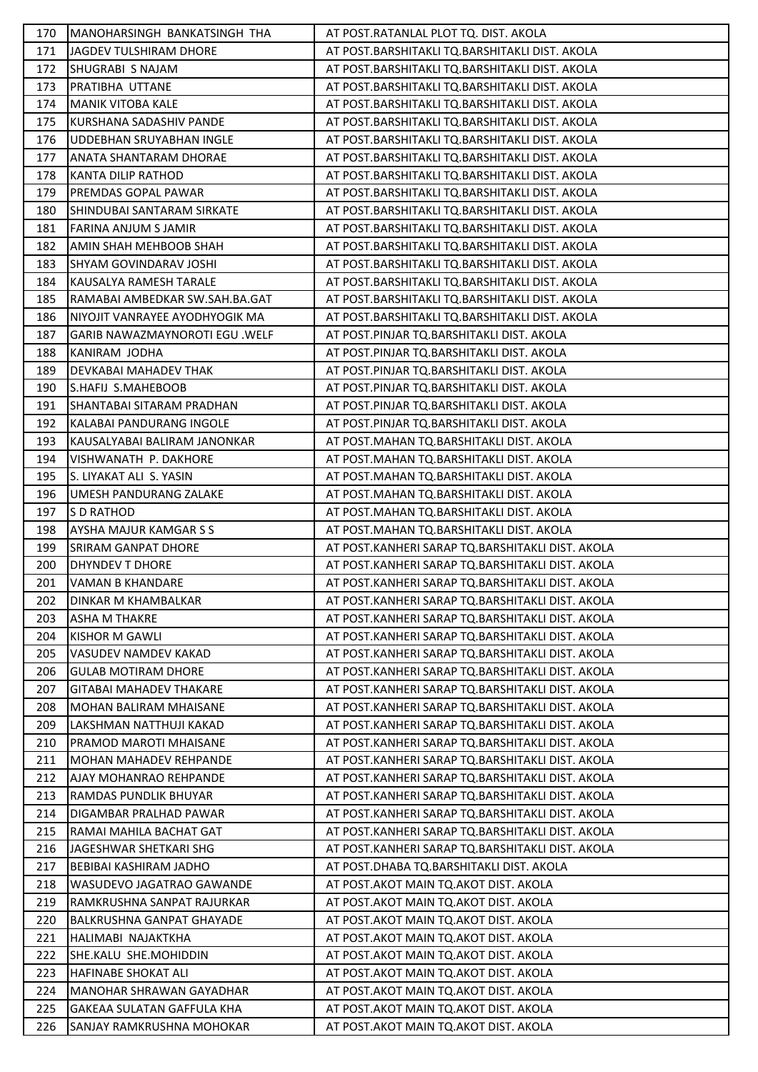| 170 | MANOHARSINGH BANKATSINGH THA | AT POST.RATANLAL PLOT TQ. DIST. AKOLA |
|---|---|---|
| 171 | JAGDEV TULSHIRAM DHORE | AT POST.BARSHITAKLI TQ.BARSHITAKLI DIST. AKOLA |
| 172 | SHUGRABI S NAJAM | AT POST.BARSHITAKLI TQ.BARSHITAKLI DIST. AKOLA |
| 173 | PRATIBHA UTTANE | AT POST.BARSHITAKLI TQ.BARSHITAKLI DIST. AKOLA |
| 174 | MANIK VITOBA KALE | AT POST.BARSHITAKLI TQ.BARSHITAKLI DIST. AKOLA |
| 175 | KURSHANA SADASHIV PANDE | AT POST.BARSHITAKLI TQ.BARSHITAKLI DIST. AKOLA |
| 176 | UDDEBHAN SRUYABHAN INGLE | AT POST.BARSHITAKLI TQ.BARSHITAKLI DIST. AKOLA |
| 177 | ANATA SHANTARAM DHORAE | AT POST.BARSHITAKLI TQ.BARSHITAKLI DIST. AKOLA |
| 178 | KANTA DILIP RATHOD | AT POST.BARSHITAKLI TQ.BARSHITAKLI DIST. AKOLA |
| 179 | PREMDAS GOPAL PAWAR | AT POST.BARSHITAKLI TQ.BARSHITAKLI DIST. AKOLA |
| 180 | SHINDUBAI SANTARAM SIRKATE | AT POST.BARSHITAKLI TQ.BARSHITAKLI DIST. AKOLA |
| 181 | FARINA ANJUM S JAMIR | AT POST.BARSHITAKLI TQ.BARSHITAKLI DIST. AKOLA |
| 182 | AMIN SHAH MEHBOOB SHAH | AT POST.BARSHITAKLI TQ.BARSHITAKLI DIST. AKOLA |
| 183 | SHYAM GOVINDARAV JOSHI | AT POST.BARSHITAKLI TQ.BARSHITAKLI DIST. AKOLA |
| 184 | KAUSALYA RAMESH TARALE | AT POST.BARSHITAKLI TQ.BARSHITAKLI DIST. AKOLA |
| 185 | RAMABAI AMBEDKAR SW.SAH.BA.GAT | AT POST.BARSHITAKLI TQ.BARSHITAKLI DIST. AKOLA |
| 186 | NIYOJIT VANRAYEE AYODHYOGIK MA | AT POST.BARSHITAKLI TQ.BARSHITAKLI DIST. AKOLA |
| 187 | GARIB NAWAZMAYNOROTI EGU .WELF | AT POST.PINJAR TQ.BARSHITAKLI DIST. AKOLA |
| 188 | KANIRAM JODHA | AT POST.PINJAR TQ.BARSHITAKLI DIST. AKOLA |
| 189 | DEVKABAI MAHADEV THAK | AT POST.PINJAR TQ.BARSHITAKLI DIST. AKOLA |
| 190 | S.HAFIJ S.MAHEBOOB | AT POST.PINJAR TQ.BARSHITAKLI DIST. AKOLA |
| 191 | SHANTABAI SITARAM PRADHAN | AT POST.PINJAR TQ.BARSHITAKLI DIST. AKOLA |
| 192 | KALABAI PANDURANG INGOLE | AT POST.PINJAR TQ.BARSHITAKLI DIST. AKOLA |
| 193 | KAUSALYABAI BALIRAM JANONKAR | AT POST.MAHAN TQ.BARSHITAKLI DIST. AKOLA |
| 194 | VISHWANATH P. DAKHORE | AT POST.MAHAN TQ.BARSHITAKLI DIST. AKOLA |
| 195 | S. LIYAKAT ALI S. YASIN | AT POST.MAHAN TQ.BARSHITAKLI DIST. AKOLA |
| 196 | UMESH PANDURANG ZALAKE | AT POST.MAHAN TQ.BARSHITAKLI DIST. AKOLA |
| 197 | S D RATHOD | AT POST.MAHAN TQ.BARSHITAKLI DIST. AKOLA |
| 198 | AYSHA MAJUR KAMGAR S S | AT POST.MAHAN TQ.BARSHITAKLI DIST. AKOLA |
| 199 | SRIRAM GANPAT DHORE | AT POST.KANHERI SARAP TQ.BARSHITAKLI DIST. AKOLA |
| 200 | DHYNDEV T DHORE | AT POST.KANHERI SARAP TQ.BARSHITAKLI DIST. AKOLA |
| 201 | VAMAN B KHANDARE | AT POST.KANHERI SARAP TQ.BARSHITAKLI DIST. AKOLA |
| 202 | DINKAR M KHAMBALKAR | AT POST.KANHERI SARAP TQ.BARSHITAKLI DIST. AKOLA |
| 203 | ASHA M THAKRE | AT POST.KANHERI SARAP TQ.BARSHITAKLI DIST. AKOLA |
| 204 | KISHOR M GAWLI | AT POST.KANHERI SARAP TQ.BARSHITAKLI DIST. AKOLA |
| 205 | VASUDEV NAMDEV KAKAD | AT POST.KANHERI SARAP TQ.BARSHITAKLI DIST. AKOLA |
| 206 | GULAB MOTIRAM DHORE | AT POST.KANHERI SARAP TQ.BARSHITAKLI DIST. AKOLA |
| 207 | GITABAI MAHADEV THAKARE | AT POST.KANHERI SARAP TQ.BARSHITAKLI DIST. AKOLA |
| 208 | MOHAN BALIRAM MHAISANE | AT POST.KANHERI SARAP TQ.BARSHITAKLI DIST. AKOLA |
| 209 | LAKSHMAN NATTHUJI KAKAD | AT POST.KANHERI SARAP TQ.BARSHITAKLI DIST. AKOLA |
| 210 | PRAMOD MAROTI MHAISANE | AT POST.KANHERI SARAP TQ.BARSHITAKLI DIST. AKOLA |
| 211 | MOHAN MAHADEV REHPANDE | AT POST.KANHERI SARAP TQ.BARSHITAKLI DIST. AKOLA |
| 212 | AJAY MOHANRAO REHPANDE | AT POST.KANHERI SARAP TQ.BARSHITAKLI DIST. AKOLA |
| 213 | RAMDAS PUNDLIK BHUYAR | AT POST.KANHERI SARAP TQ.BARSHITAKLI DIST. AKOLA |
| 214 | DIGAMBAR PRALHAD PAWAR | AT POST.KANHERI SARAP TQ.BARSHITAKLI DIST. AKOLA |
| 215 | RAMAI MAHILA BACHAT GAT | AT POST.KANHERI SARAP TQ.BARSHITAKLI DIST. AKOLA |
| 216 | JAGESHWAR SHETKARI SHG | AT POST.KANHERI SARAP TQ.BARSHITAKLI DIST. AKOLA |
| 217 | BEBIBAI KASHIRAM JADHO | AT POST.DHABA TQ.BARSHITAKLI DIST. AKOLA |
| 218 | WASUDEVO JAGATRAO GAWANDE | AT POST.AKOT MAIN TQ.AKOT DIST. AKOLA |
| 219 | RAMKRUSHNA SANPAT RAJURKAR | AT POST.AKOT MAIN TQ.AKOT DIST. AKOLA |
| 220 | BALKRUSHNA GANPAT GHAYADE | AT POST.AKOT MAIN TQ.AKOT DIST. AKOLA |
| 221 | HALIMABI NAJAKTKHA | AT POST.AKOT MAIN TQ.AKOT DIST. AKOLA |
| 222 | SHE.KALU SHE.MOHIDDIN | AT POST.AKOT MAIN TQ.AKOT DIST. AKOLA |
| 223 | HAFINABE SHOKAT ALI | AT POST.AKOT MAIN TQ.AKOT DIST. AKOLA |
| 224 | MANOHAR SHRAWAN GAYADHAR | AT POST.AKOT MAIN TQ.AKOT DIST. AKOLA |
| 225 | GAKEAA SULATAN GAFFULA KHA | AT POST.AKOT MAIN TQ.AKOT DIST. AKOLA |
| 226 | SANJAY RAMKRUSHNA MOHOKAR | AT POST.AKOT MAIN TQ.AKOT DIST. AKOLA |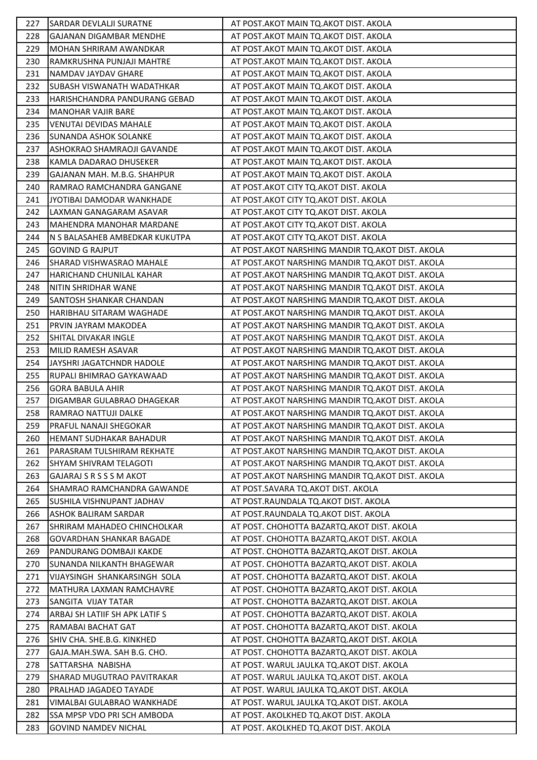| 227 | SARDAR DEVLALJI SURATNE | AT POST.AKOT MAIN TQ.AKOT DIST. AKOLA |
|---|---|---|
| 228 | GAJANAN DIGAMBAR MENDHE | AT POST.AKOT MAIN TQ.AKOT DIST. AKOLA |
| 229 | MOHAN SHRIRAM AWANDKAR | AT POST.AKOT MAIN TQ.AKOT DIST. AKOLA |
| 230 | RAMKRUSHNA PUNJAJI MAHTRE | AT POST.AKOT MAIN TQ.AKOT DIST. AKOLA |
| 231 | NAMDAV JAYDAV GHARE | AT POST.AKOT MAIN TQ.AKOT DIST. AKOLA |
| 232 | SUBASH VISWANATH WADATHKAR | AT POST.AKOT MAIN TQ.AKOT DIST. AKOLA |
| 233 | HARISHCHANDRA PANDURANG GEBAD | AT POST.AKOT MAIN TQ.AKOT DIST. AKOLA |
| 234 | MANOHAR VAJIR BARE | AT POST.AKOT MAIN TQ.AKOT DIST. AKOLA |
| 235 | VENUTAI DEVIDAS MAHALE | AT POST.AKOT MAIN TQ.AKOT DIST. AKOLA |
| 236 | SUNANDA ASHOK SOLANKE | AT POST.AKOT MAIN TQ.AKOT DIST. AKOLA |
| 237 | ASHOKRAO SHAMRAOJI GAVANDE | AT POST.AKOT MAIN TQ.AKOT DIST. AKOLA |
| 238 | KAMLA DADARAO DHUSEKER | AT POST.AKOT MAIN TQ.AKOT DIST. AKOLA |
| 239 | GAJANAN MAH. M.B.G. SHAHPUR | AT POST.AKOT MAIN TQ.AKOT DIST. AKOLA |
| 240 | RAMRAO RAMCHANDRA GANGANE | AT POST.AKOT CITY TQ.AKOT DIST. AKOLA |
| 241 | JYOTIBAI DAMODAR WANKHADE | AT POST.AKOT CITY TQ.AKOT DIST. AKOLA |
| 242 | LAXMAN GANAGARAM ASAVAR | AT POST.AKOT CITY TQ.AKOT DIST. AKOLA |
| 243 | MAHENDRA MANOHAR MARDANE | AT POST.AKOT CITY TQ.AKOT DIST. AKOLA |
| 244 | N S BALASAHEB AMBEDKAR KUKUTPA | AT POST.AKOT CITY TQ.AKOT DIST. AKOLA |
| 245 | GOVIND G RAJPUT | AT POST.AKOT NARSHING MANDIR TQ.AKOT DIST. AKOLA |
| 246 | SHARAD VISHWASRAO MAHALE | AT POST.AKOT NARSHING MANDIR TQ.AKOT DIST. AKOLA |
| 247 | HARICHAND CHUNILAL KAHAR | AT POST.AKOT NARSHING MANDIR TQ.AKOT DIST. AKOLA |
| 248 | NITIN SHRIDHAR WANE | AT POST.AKOT NARSHING MANDIR TQ.AKOT DIST. AKOLA |
| 249 | SANTOSH SHANKAR CHANDAN | AT POST.AKOT NARSHING MANDIR TQ.AKOT DIST. AKOLA |
| 250 | HARIBHAU SITARAM WAGHADE | AT POST.AKOT NARSHING MANDIR TQ.AKOT DIST. AKOLA |
| 251 | PRVIN JAYRAM MAKODEA | AT POST.AKOT NARSHING MANDIR TQ.AKOT DIST. AKOLA |
| 252 | SHITAL DIVAKAR INGLE | AT POST.AKOT NARSHING MANDIR TQ.AKOT DIST. AKOLA |
| 253 | MILID RAMESH ASAVAR | AT POST.AKOT NARSHING MANDIR TQ.AKOT DIST. AKOLA |
| 254 | JAYSHRI JAGATCHNDR HADOLE | AT POST.AKOT NARSHING MANDIR TQ.AKOT DIST. AKOLA |
| 255 | RUPALI BHIMRAO GAYKAWAAD | AT POST.AKOT NARSHING MANDIR TQ.AKOT DIST. AKOLA |
| 256 | GORA BABULA AHIR | AT POST.AKOT NARSHING MANDIR TQ.AKOT DIST. AKOLA |
| 257 | DIGAMBAR GULABRAO DHAGEKAR | AT POST.AKOT NARSHING MANDIR TQ.AKOT DIST. AKOLA |
| 258 | RAMRAO NATTUJI DALKE | AT POST.AKOT NARSHING MANDIR TQ.AKOT DIST. AKOLA |
| 259 | PRAFUL NANAJI SHEGOKAR | AT POST.AKOT NARSHING MANDIR TQ.AKOT DIST. AKOLA |
| 260 | HEMANT SUDHAKAR BAHADUR | AT POST.AKOT NARSHING MANDIR TQ.AKOT DIST. AKOLA |
| 261 | PARASRAM TULSHIRAM REKHATE | AT POST.AKOT NARSHING MANDIR TQ.AKOT DIST. AKOLA |
| 262 | SHYAM SHIVRAM TELAGOTI | AT POST.AKOT NARSHING MANDIR TQ.AKOT DIST. AKOLA |
| 263 | GAJARAJ S R S S S M AKOT | AT POST.AKOT NARSHING MANDIR TQ.AKOT DIST. AKOLA |
| 264 | SHAMRAO RAMCHANDRA GAWANDE | AT POST.SAVARA TQ.AKOT DIST. AKOLA |
| 265 | SUSHILA VISHNUPANT JADHAV | AT POST.RAUNDALA TQ.AKOT DIST. AKOLA |
| 266 | ASHOK BALIRAM SARDAR | AT POST.RAUNDALA TQ.AKOT DIST. AKOLA |
| 267 | SHRIRAM MAHADEO CHINCHOLKAR | AT POST. CHOHOTTA BAZARTQ.AKOT DIST. AKOLA |
| 268 | GOVARDHAN SHANKAR BAGADE | AT POST. CHOHOTTA BAZARTQ.AKOT DIST. AKOLA |
| 269 | PANDURANG DOMBAJI KAKDE | AT POST. CHOHOTTA BAZARTQ.AKOT DIST. AKOLA |
| 270 | SUNANDA NILKANTH BHAGEWAR | AT POST. CHOHOTTA BAZARTQ.AKOT DIST. AKOLA |
| 271 | VIJAYSINGH SHANKARSINGH SOLA | AT POST. CHOHOTTA BAZARTQ.AKOT DIST. AKOLA |
| 272 | MATHURA LAXMAN RAMCHAVRE | AT POST. CHOHOTTA BAZARTQ.AKOT DIST. AKOLA |
| 273 | SANGITA VIJAY TATAR | AT POST. CHOHOTTA BAZARTQ.AKOT DIST. AKOLA |
| 274 | ARBAJ SH LATIIF SH APK LATIF S | AT POST. CHOHOTTA BAZARTQ.AKOT DIST. AKOLA |
| 275 | RAMABAI BACHAT GAT | AT POST. CHOHOTTA BAZARTQ.AKOT DIST. AKOLA |
| 276 | SHIV CHA. SHE.B.G. KINKHED | AT POST. CHOHOTTA BAZARTQ.AKOT DIST. AKOLA |
| 277 | GAJA.MAH.SWA. SAH B.G. CHO. | AT POST. CHOHOTTA BAZARTQ.AKOT DIST. AKOLA |
| 278 | SATTARSHA NABISHA | AT POST. WARUL JAULKA TQ.AKOT DIST. AKOLA |
| 279 | SHARAD MUGUTRAO PAVITRAKAR | AT POST. WARUL JAULKA TQ.AKOT DIST. AKOLA |
| 280 | PRALHAD JAGADEO TAYADE | AT POST. WARUL JAULKA TQ.AKOT DIST. AKOLA |
| 281 | VIMALBAI GULABRAO WANKHADE | AT POST. WARUL JAULKA TQ.AKOT DIST. AKOLA |
| 282 | SSA MPSP VDO PRI SCH AMBODA | AT POST. AKOLKHED TQ.AKOT DIST. AKOLA |
| 283 | GOVIND NAMDEV NICHAL | AT POST. AKOLKHED TQ.AKOT DIST. AKOLA |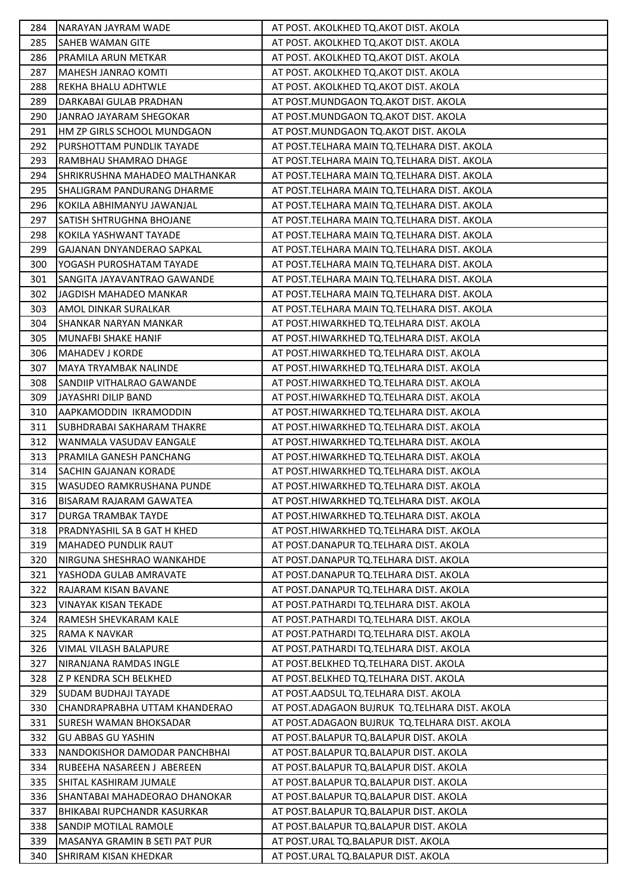| | | |
|---|---|---|
| 284 | NARAYAN JAYRAM WADE | AT POST. AKOLKHED TQ.AKOT DIST. AKOLA |
| 285 | SAHEB WAMAN GITE | AT POST. AKOLKHED TQ.AKOT DIST. AKOLA |
| 286 | PRAMILA ARUN METKAR | AT POST. AKOLKHED TQ.AKOT DIST. AKOLA |
| 287 | MAHESH JANRAO KOMTI | AT POST. AKOLKHED TQ.AKOT DIST. AKOLA |
| 288 | REKHA BHALU ADHTWLE | AT POST. AKOLKHED TQ.AKOT DIST. AKOLA |
| 289 | DARKABAI GULAB PRADHAN | AT POST.MUNDGAON TQ.AKOT DIST. AKOLA |
| 290 | JANRAO JAYARAM SHEGOKAR | AT POST.MUNDGAON TQ.AKOT DIST. AKOLA |
| 291 | HM ZP GIRLS SCHOOL MUNDGAON | AT POST.MUNDGAON TQ.AKOT DIST. AKOLA |
| 292 | PURSHOTTAM PUNDLIK TAYADE | AT POST.TELHARA MAIN TQ.TELHARA DIST. AKOLA |
| 293 | RAMBHAU SHAMRAO DHAGE | AT POST.TELHARA MAIN TQ.TELHARA DIST. AKOLA |
| 294 | SHRIKRUSHNA MAHADEO MALTHANKAR | AT POST.TELHARA MAIN TQ.TELHARA DIST. AKOLA |
| 295 | SHALIGRAM PANDURANG DHARME | AT POST.TELHARA MAIN TQ.TELHARA DIST. AKOLA |
| 296 | KOKILA ABHIMANYU JAWANJAL | AT POST.TELHARA MAIN TQ.TELHARA DIST. AKOLA |
| 297 | SATISH SHTRUGHNA BHOJANE | AT POST.TELHARA MAIN TQ.TELHARA DIST. AKOLA |
| 298 | KOKILA YASHWANT TAYADE | AT POST.TELHARA MAIN TQ.TELHARA DIST. AKOLA |
| 299 | GAJANAN DNYANDERAO SAPKAL | AT POST.TELHARA MAIN TQ.TELHARA DIST. AKOLA |
| 300 | YOGASH PUROSHATAM TAYADE | AT POST.TELHARA MAIN TQ.TELHARA DIST. AKOLA |
| 301 | SANGITA JAYAVANTRAO GAWANDE | AT POST.TELHARA MAIN TQ.TELHARA DIST. AKOLA |
| 302 | JAGDISH MAHADEO MANKAR | AT POST.TELHARA MAIN TQ.TELHARA DIST. AKOLA |
| 303 | AMOL DINKAR SURALKAR | AT POST.TELHARA MAIN TQ.TELHARA DIST. AKOLA |
| 304 | SHANKAR NARYAN MANKAR | AT POST.HIWARKHED TQ.TELHARA DIST. AKOLA |
| 305 | MUNAFBI SHAKE HANIF | AT POST.HIWARKHED TQ.TELHARA DIST. AKOLA |
| 306 | MAHADEV J KORDE | AT POST.HIWARKHED TQ.TELHARA DIST. AKOLA |
| 307 | MAYA TRYAMBAK NALINDE | AT POST.HIWARKHED TQ.TELHARA DIST. AKOLA |
| 308 | SANDIIP VITHALRAO GAWANDE | AT POST.HIWARKHED TQ.TELHARA DIST. AKOLA |
| 309 | JAYASHRI DILIP BAND | AT POST.HIWARKHED TQ.TELHARA DIST. AKOLA |
| 310 | AAPKAMODDIN IKRAMODDIN | AT POST.HIWARKHED TQ.TELHARA DIST. AKOLA |
| 311 | SUBHDRABAI SAKHARAM THAKRE | AT POST.HIWARKHED TQ.TELHARA DIST. AKOLA |
| 312 | WANMALA VASUDAV EANGALE | AT POST.HIWARKHED TQ.TELHARA DIST. AKOLA |
| 313 | PRAMILA GANESH PANCHANG | AT POST.HIWARKHED TQ.TELHARA DIST. AKOLA |
| 314 | SACHIN GAJANAN KORADE | AT POST.HIWARKHED TQ.TELHARA DIST. AKOLA |
| 315 | WASUDEO RAMKRUSHANA PUNDE | AT POST.HIWARKHED TQ.TELHARA DIST. AKOLA |
| 316 | BISARAM RAJARAM GAWATEA | AT POST.HIWARKHED TQ.TELHARA DIST. AKOLA |
| 317 | DURGA TRAMBAK TAYDE | AT POST.HIWARKHED TQ.TELHARA DIST. AKOLA |
| 318 | PRADNYASHIL SA B GAT H KHED | AT POST.HIWARKHED TQ.TELHARA DIST. AKOLA |
| 319 | MAHADEO PUNDLIK RAUT | AT POST.DANAPUR TQ.TELHARA DIST. AKOLA |
| 320 | NIRGUNA SHESHRAO WANKAHDE | AT POST.DANAPUR TQ.TELHARA DIST. AKOLA |
| 321 | YASHODA GULAB AMRAVATE | AT POST.DANAPUR TQ.TELHARA DIST. AKOLA |
| 322 | RAJARAM KISAN BAVANE | AT POST.DANAPUR TQ.TELHARA DIST. AKOLA |
| 323 | VINAYAK KISAN TEKADE | AT POST.PATHARDI TQ.TELHARA DIST. AKOLA |
| 324 | RAMESH SHEVKARAM KALE | AT POST.PATHARDI TQ.TELHARA DIST. AKOLA |
| 325 | RAMA K NAVKAR | AT POST.PATHARDI TQ.TELHARA DIST. AKOLA |
| 326 | VIMAL VILASH BALAPURE | AT POST.PATHARDI TQ.TELHARA DIST. AKOLA |
| 327 | NIRANJANA RAMDAS INGLE | AT POST.BELKHED TQ.TELHARA DIST. AKOLA |
| 328 | Z P KENDRA SCH BELKHED | AT POST.BELKHED TQ.TELHARA DIST. AKOLA |
| 329 | SUDAM BUDHAJI TAYADE | AT POST.AADSUL TQ.TELHARA DIST. AKOLA |
| 330 | CHANDRAPRABHA UTTAM KHANDERAO | AT POST.ADAGAON BUJRUK TQ.TELHARA DIST. AKOLA |
| 331 | SURESH WAMAN BHOKSADAR | AT POST.ADAGAON BUJRUK TQ.TELHARA DIST. AKOLA |
| 332 | GU ABBAS GU YASHIN | AT POST.BALAPUR TQ.BALAPUR DIST. AKOLA |
| 333 | NANDOKISHOR DAMODAR PANCHBHAI | AT POST.BALAPUR TQ.BALAPUR DIST. AKOLA |
| 334 | RUBEEHA NASAREEN J ABEREEN | AT POST.BALAPUR TQ.BALAPUR DIST. AKOLA |
| 335 | SHITAL KASHIRAM JUMALE | AT POST.BALAPUR TQ.BALAPUR DIST. AKOLA |
| 336 | SHANTABAI MAHADEORAO DHANOKAR | AT POST.BALAPUR TQ.BALAPUR DIST. AKOLA |
| 337 | BHIKABAI RUPCHANDR KASURKAR | AT POST.BALAPUR TQ.BALAPUR DIST. AKOLA |
| 338 | SANDIP MOTILAL RAMOLE | AT POST.BALAPUR TQ.BALAPUR DIST. AKOLA |
| 339 | MASANYA GRAMIN B SETI PAT PUR | AT POST.URAL TQ.BALAPUR DIST. AKOLA |
| 340 | SHRIRAM KISAN KHEDKAR | AT POST.URAL TQ.BALAPUR DIST. AKOLA |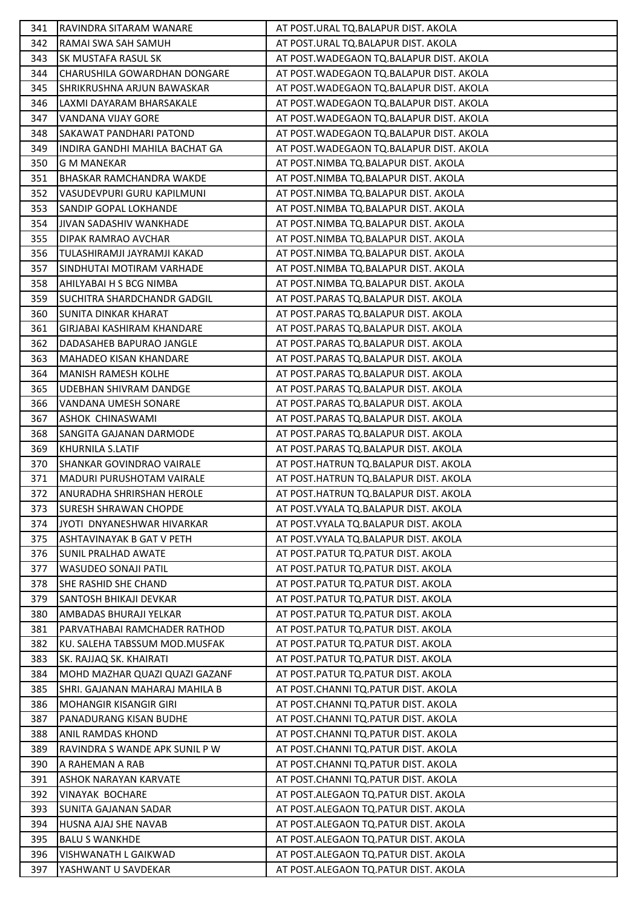| 341 | RAVINDRA SITARAM WANARE | AT POST.URAL TQ.BALAPUR DIST. AKOLA |
|---|---|---|
| 342 | RAMAI SWA SAH SAMUH | AT POST.URAL TQ.BALAPUR DIST. AKOLA |
| 343 | SK MUSTAFA RASUL SK | AT POST.WADEGAON TQ.BALAPUR DIST. AKOLA |
| 344 | CHARUSHILA GOWARDHAN DONGARE | AT POST.WADEGAON TQ.BALAPUR DIST. AKOLA |
| 345 | SHRIKRUSHNA ARJUN BAWASKAR | AT POST.WADEGAON TQ.BALAPUR DIST. AKOLA |
| 346 | LAXMI DAYARAM BHARSAKALE | AT POST.WADEGAON TQ.BALAPUR DIST. AKOLA |
| 347 | VANDANA VIJAY GORE | AT POST.WADEGAON TQ.BALAPUR DIST. AKOLA |
| 348 | SAKAWAT PANDHARI PATOND | AT POST.WADEGAON TQ.BALAPUR DIST. AKOLA |
| 349 | INDIRA GANDHI MAHILA BACHAT GA | AT POST.WADEGAON TQ.BALAPUR DIST. AKOLA |
| 350 | G M MANEKAR | AT POST.NIMBA TQ.BALAPUR DIST. AKOLA |
| 351 | BHASKAR RAMCHANDRA WAKDE | AT POST.NIMBA TQ.BALAPUR DIST. AKOLA |
| 352 | VASUDEVPURI GURU KAPILMUNI | AT POST.NIMBA TQ.BALAPUR DIST. AKOLA |
| 353 | SANDIP GOPAL LOKHANDE | AT POST.NIMBA TQ.BALAPUR DIST. AKOLA |
| 354 | JIVAN SADASHIV WANKHADE | AT POST.NIMBA TQ.BALAPUR DIST. AKOLA |
| 355 | DIPAK RAMRAO AVCHAR | AT POST.NIMBA TQ.BALAPUR DIST. AKOLA |
| 356 | TULASHIRAMJI JAYRAMJI KAKAD | AT POST.NIMBA TQ.BALAPUR DIST. AKOLA |
| 357 | SINDHUTAI MOTIRAM VARHADE | AT POST.NIMBA TQ.BALAPUR DIST. AKOLA |
| 358 | AHILYABAI H S BCG NIMBA | AT POST.NIMBA TQ.BALAPUR DIST. AKOLA |
| 359 | SUCHITRA SHARDCHANDR GADGIL | AT POST.PARAS TQ.BALAPUR DIST. AKOLA |
| 360 | SUNITA DINKAR KHARAT | AT POST.PARAS TQ.BALAPUR DIST. AKOLA |
| 361 | GIRJABAI KASHIRAM KHANDARE | AT POST.PARAS TQ.BALAPUR DIST. AKOLA |
| 362 | DADASAHEB BAPURAO JANGLE | AT POST.PARAS TQ.BALAPUR DIST. AKOLA |
| 363 | MAHADEO KISAN KHANDARE | AT POST.PARAS TQ.BALAPUR DIST. AKOLA |
| 364 | MANISH RAMESH KOLHE | AT POST.PARAS TQ.BALAPUR DIST. AKOLA |
| 365 | UDEBHAN SHIVRAM DANDGE | AT POST.PARAS TQ.BALAPUR DIST. AKOLA |
| 366 | VANDANA UMESH SONARE | AT POST.PARAS TQ.BALAPUR DIST. AKOLA |
| 367 | ASHOK CHINASWAMI | AT POST.PARAS TQ.BALAPUR DIST. AKOLA |
| 368 | SANGITA GAJANAN DARMODE | AT POST.PARAS TQ.BALAPUR DIST. AKOLA |
| 369 | KHURNILA S.LATIF | AT POST.PARAS TQ.BALAPUR DIST. AKOLA |
| 370 | SHANKAR GOVINDRAO VAIRALE | AT POST.HATRUN TQ.BALAPUR DIST. AKOLA |
| 371 | MADURI PURUSHOTAM VAIRALE | AT POST.HATRUN TQ.BALAPUR DIST. AKOLA |
| 372 | ANURADHA SHRIRSHAN HEROLE | AT POST.HATRUN TQ.BALAPUR DIST. AKOLA |
| 373 | SURESH SHRAWAN CHOPDE | AT POST.VYALA TQ.BALAPUR DIST. AKOLA |
| 374 | JYOTI DNYANESHWAR HIVARKAR | AT POST.VYALA TQ.BALAPUR DIST. AKOLA |
| 375 | ASHTAVINAYAK B GAT V PETH | AT POST.VYALA TQ.BALAPUR DIST. AKOLA |
| 376 | SUNIL PRALHAD AWATE | AT POST.PATUR TQ.PATUR DIST. AKOLA |
| 377 | WASUDEO SONAJI PATIL | AT POST.PATUR TQ.PATUR DIST. AKOLA |
| 378 | SHE RASHID SHE CHAND | AT POST.PATUR TQ.PATUR DIST. AKOLA |
| 379 | SANTOSH BHIKAJI DEVKAR | AT POST.PATUR TQ.PATUR DIST. AKOLA |
| 380 | AMBADAS BHURAJI YELKAR | AT POST.PATUR TQ.PATUR DIST. AKOLA |
| 381 | PARVATHABAI RAMCHADER RATHOD | AT POST.PATUR TQ.PATUR DIST. AKOLA |
| 382 | KU. SALEHA TABSSUM MOD.MUSFAK | AT POST.PATUR TQ.PATUR DIST. AKOLA |
| 383 | SK. RAJJAQ SK. KHAIRATI | AT POST.PATUR TQ.PATUR DIST. AKOLA |
| 384 | MOHD MAZHAR QUAZI QUAZI GAZANF | AT POST.PATUR TQ.PATUR DIST. AKOLA |
| 385 | SHRI. GAJANAN MAHARAJ MAHILA B | AT POST.CHANNI TQ.PATUR DIST. AKOLA |
| 386 | MOHANGIR KISANGIR GIRI | AT POST.CHANNI TQ.PATUR DIST. AKOLA |
| 387 | PANADURANG KISAN BUDHE | AT POST.CHANNI TQ.PATUR DIST. AKOLA |
| 388 | ANIL RAMDAS KHOND | AT POST.CHANNI TQ.PATUR DIST. AKOLA |
| 389 | RAVINDRA S WANDE APK SUNIL P W | AT POST.CHANNI TQ.PATUR DIST. AKOLA |
| 390 | A RAHEMAN A RAB | AT POST.CHANNI TQ.PATUR DIST. AKOLA |
| 391 | ASHOK NARAYAN KARVATE | AT POST.CHANNI TQ.PATUR DIST. AKOLA |
| 392 | VINAYAK BOCHARE | AT POST.ALEGAON TQ.PATUR DIST. AKOLA |
| 393 | SUNITA GAJANAN SADAR | AT POST.ALEGAON TQ.PATUR DIST. AKOLA |
| 394 | HUSNA AJAJ SHE NAVAB | AT POST.ALEGAON TQ.PATUR DIST. AKOLA |
| 395 | BALU S WANKHDE | AT POST.ALEGAON TQ.PATUR DIST. AKOLA |
| 396 | VISHWANATH L GAIKWAD | AT POST.ALEGAON TQ.PATUR DIST. AKOLA |
| 397 | YASHWANT U SAVDEKAR | AT POST.ALEGAON TQ.PATUR DIST. AKOLA |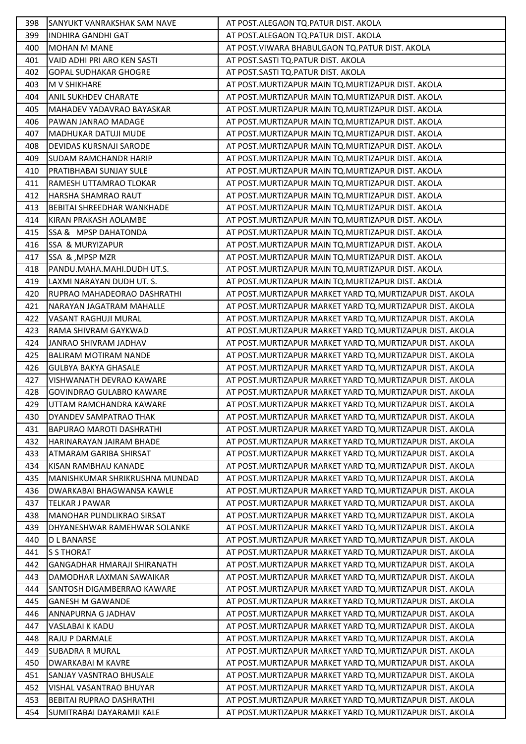| | | |
|---|---|---|
| 398 | SANYUKT VANRAKSHAK SAM NAVE | AT POST.ALEGAON TQ.PATUR DIST. AKOLA |
| 399 | INDHIRA GANDHI GAT | AT POST.ALEGAON TQ.PATUR DIST. AKOLA |
| 400 | MOHAN M MANE | AT POST.VIWARA BHABULGAON TQ.PATUR DIST. AKOLA |
| 401 | VAID ADHI PRI ARO KEN SASTI | AT POST.SASTI TQ.PATUR DIST. AKOLA |
| 402 | GOPAL SUDHAKAR GHOGRE | AT POST.SASTI TQ.PATUR DIST. AKOLA |
| 403 | M V SHIKHARE | AT POST.MURTIZAPUR MAIN TQ.MURTIZAPUR DIST. AKOLA |
| 404 | ANIL SUKHDEV CHARATE | AT POST.MURTIZAPUR MAIN TQ.MURTIZAPUR DIST. AKOLA |
| 405 | MAHADEV YADAVRAO BAYASKAR | AT POST.MURTIZAPUR MAIN TQ.MURTIZAPUR DIST. AKOLA |
| 406 | PAWAN JANRAO MADAGE | AT POST.MURTIZAPUR MAIN TQ.MURTIZAPUR DIST. AKOLA |
| 407 | MADHUKAR DATUJI MUDE | AT POST.MURTIZAPUR MAIN TQ.MURTIZAPUR DIST. AKOLA |
| 408 | DEVIDAS KURSNAJI SARODE | AT POST.MURTIZAPUR MAIN TQ.MURTIZAPUR DIST. AKOLA |
| 409 | SUDAM RAMCHANDR HARIP | AT POST.MURTIZAPUR MAIN TQ.MURTIZAPUR DIST. AKOLA |
| 410 | PRATIBHABAI SUNJAY SULE | AT POST.MURTIZAPUR MAIN TQ.MURTIZAPUR DIST. AKOLA |
| 411 | RAMESH UTTAMRAO TLOKAR | AT POST.MURTIZAPUR MAIN TQ.MURTIZAPUR DIST. AKOLA |
| 412 | HARSHA SHAMRAO RAUT | AT POST.MURTIZAPUR MAIN TQ.MURTIZAPUR DIST. AKOLA |
| 413 | BEBITAI SHREEDHAR WANKHADE | AT POST.MURTIZAPUR MAIN TQ.MURTIZAPUR DIST. AKOLA |
| 414 | KIRAN PRAKASH AOLAMBE | AT POST.MURTIZAPUR MAIN TQ.MURTIZAPUR DIST. AKOLA |
| 415 | SSA & MPSP DAHATONDA | AT POST.MURTIZAPUR MAIN TQ.MURTIZAPUR DIST. AKOLA |
| 416 | SSA & MURYIZAPUR | AT POST.MURTIZAPUR MAIN TQ.MURTIZAPUR DIST. AKOLA |
| 417 | SSA & ,MPSP MZR | AT POST.MURTIZAPUR MAIN TQ.MURTIZAPUR DIST. AKOLA |
| 418 | PANDU.MAHA.MAHI.DUDH UT.S. | AT POST.MURTIZAPUR MAIN TQ.MURTIZAPUR DIST. AKOLA |
| 419 | LAXMI NARAYAN DUDH UT. S. | AT POST.MURTIZAPUR MAIN TQ.MURTIZAPUR DIST. AKOLA |
| 420 | RUPRAO MAHADEORAO DASHRATHI | AT POST.MURTIZAPUR MARKET YARD TQ.MURTIZAPUR DIST. AKOLA |
| 421 | NARAYAN JAGATRAM MAHALLE | AT POST.MURTIZAPUR MARKET YARD TQ.MURTIZAPUR DIST. AKOLA |
| 422 | VASANT RAGHUJI MURAL | AT POST.MURTIZAPUR MARKET YARD TQ.MURTIZAPUR DIST. AKOLA |
| 423 | RAMA SHIVRAM GAYKWAD | AT POST.MURTIZAPUR MARKET YARD TQ.MURTIZAPUR DIST. AKOLA |
| 424 | JANRAO SHIVRAM JADHAV | AT POST.MURTIZAPUR MARKET YARD TQ.MURTIZAPUR DIST. AKOLA |
| 425 | BALIRAM MOTIRAM NANDE | AT POST.MURTIZAPUR MARKET YARD TQ.MURTIZAPUR DIST. AKOLA |
| 426 | GULBYA BAKYA GHASALE | AT POST.MURTIZAPUR MARKET YARD TQ.MURTIZAPUR DIST. AKOLA |
| 427 | VISHWANATH DEVRAO KAWARE | AT POST.MURTIZAPUR MARKET YARD TQ.MURTIZAPUR DIST. AKOLA |
| 428 | GOVINDRAO GULABRO KAWARE | AT POST.MURTIZAPUR MARKET YARD TQ.MURTIZAPUR DIST. AKOLA |
| 429 | UTTAM RAMCHANDRA KAWARE | AT POST.MURTIZAPUR MARKET YARD TQ.MURTIZAPUR DIST. AKOLA |
| 430 | DYANDEV SAMPATRAO THAK | AT POST.MURTIZAPUR MARKET YARD TQ.MURTIZAPUR DIST. AKOLA |
| 431 | BAPURAO MAROTI DASHRATHI | AT POST.MURTIZAPUR MARKET YARD TQ.MURTIZAPUR DIST. AKOLA |
| 432 | HARINARAYAN JAIRAM BHADE | AT POST.MURTIZAPUR MARKET YARD TQ.MURTIZAPUR DIST. AKOLA |
| 433 | ATMARAM GARIBA SHIRSAT | AT POST.MURTIZAPUR MARKET YARD TQ.MURTIZAPUR DIST. AKOLA |
| 434 | KISAN RAMBHAU KANADE | AT POST.MURTIZAPUR MARKET YARD TQ.MURTIZAPUR DIST. AKOLA |
| 435 | MANISHKUMAR SHRIKRUSHNA MUNDAD | AT POST.MURTIZAPUR MARKET YARD TQ.MURTIZAPUR DIST. AKOLA |
| 436 | DWARKABAI BHAGWANSA KAWLE | AT POST.MURTIZAPUR MARKET YARD TQ.MURTIZAPUR DIST. AKOLA |
| 437 | TELKAR J PAWAR | AT POST.MURTIZAPUR MARKET YARD TQ.MURTIZAPUR DIST. AKOLA |
| 438 | MANOHAR PUNDLIKRAO SIRSAT | AT POST.MURTIZAPUR MARKET YARD TQ.MURTIZAPUR DIST. AKOLA |
| 439 | DHYANESHWAR RAMEHWAR SOLANKE | AT POST.MURTIZAPUR MARKET YARD TQ.MURTIZAPUR DIST. AKOLA |
| 440 | D L BANARSE | AT POST.MURTIZAPUR MARKET YARD TQ.MURTIZAPUR DIST. AKOLA |
| 441 | S S THORAT | AT POST.MURTIZAPUR MARKET YARD TQ.MURTIZAPUR DIST. AKOLA |
| 442 | GANGADHAR HMARAJI SHIRANATH | AT POST.MURTIZAPUR MARKET YARD TQ.MURTIZAPUR DIST. AKOLA |
| 443 | DAMODHAR LAXMAN SAWAIKAR | AT POST.MURTIZAPUR MARKET YARD TQ.MURTIZAPUR DIST. AKOLA |
| 444 | SANTOSH DIGAMBERRAO KAWARE | AT POST.MURTIZAPUR MARKET YARD TQ.MURTIZAPUR DIST. AKOLA |
| 445 | GANESH M GAWANDE | AT POST.MURTIZAPUR MARKET YARD TQ.MURTIZAPUR DIST. AKOLA |
| 446 | ANNAPURNA G JADHAV | AT POST.MURTIZAPUR MARKET YARD TQ.MURTIZAPUR DIST. AKOLA |
| 447 | VASLABAI K KADU | AT POST.MURTIZAPUR MARKET YARD TQ.MURTIZAPUR DIST. AKOLA |
| 448 | RAJU P DARMALE | AT POST.MURTIZAPUR MARKET YARD TQ.MURTIZAPUR DIST. AKOLA |
| 449 | SUBADRA R MURAL | AT POST.MURTIZAPUR MARKET YARD TQ.MURTIZAPUR DIST. AKOLA |
| 450 | DWARKABAI M KAVRE | AT POST.MURTIZAPUR MARKET YARD TQ.MURTIZAPUR DIST. AKOLA |
| 451 | SANJAY VASNTRAO BHUSALE | AT POST.MURTIZAPUR MARKET YARD TQ.MURTIZAPUR DIST. AKOLA |
| 452 | VISHAL VASANTRAO BHUYAR | AT POST.MURTIZAPUR MARKET YARD TQ.MURTIZAPUR DIST. AKOLA |
| 453 | BEBITAI RUPRAO DASHRATHI | AT POST.MURTIZAPUR MARKET YARD TQ.MURTIZAPUR DIST. AKOLA |
| 454 | SUMITRABAI DAYARAMJI KALE | AT POST.MURTIZAPUR MARKET YARD TQ.MURTIZAPUR DIST. AKOLA |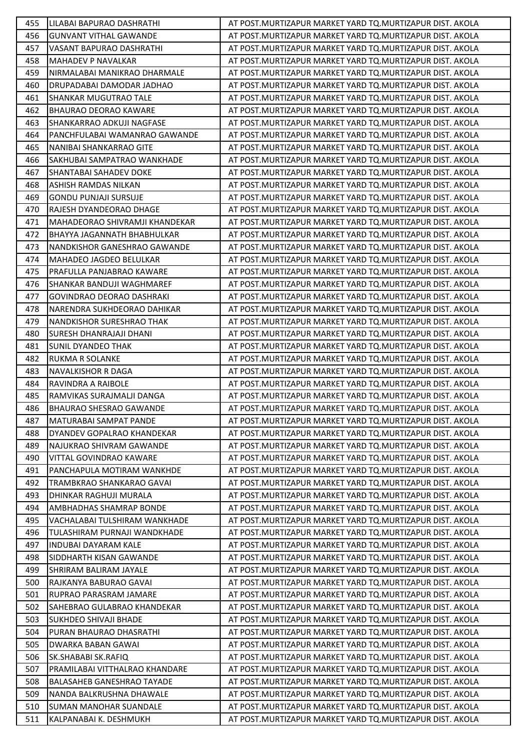| 455 | LILABAI BAPURAO DASHRATHI | AT POST.MURTIZAPUR MARKET YARD TQ.MURTIZAPUR DIST. AKOLA |
|---|---|---|
| 456 | GUNVANT VITHAL GAWANDE | AT POST.MURTIZAPUR MARKET YARD TQ.MURTIZAPUR DIST. AKOLA |
| 457 | VASANT BAPURAO DASHRATHI | AT POST.MURTIZAPUR MARKET YARD TQ.MURTIZAPUR DIST. AKOLA |
| 458 | MAHADEV P NAVALKAR | AT POST.MURTIZAPUR MARKET YARD TQ.MURTIZAPUR DIST. AKOLA |
| 459 | NIRMALABAI MANIKRAO DHARMALE | AT POST.MURTIZAPUR MARKET YARD TQ.MURTIZAPUR DIST. AKOLA |
| 460 | DRUPADABAI DAMODAR JADHAO | AT POST.MURTIZAPUR MARKET YARD TQ.MURTIZAPUR DIST. AKOLA |
| 461 | SHANKAR MUGUTRAO TALE | AT POST.MURTIZAPUR MARKET YARD TQ.MURTIZAPUR DIST. AKOLA |
| 462 | BHAURAO DEORAO KAWARE | AT POST.MURTIZAPUR MARKET YARD TQ.MURTIZAPUR DIST. AKOLA |
| 463 | SHANKARRAO ADKUJI NAGFASE | AT POST.MURTIZAPUR MARKET YARD TQ.MURTIZAPUR DIST. AKOLA |
| 464 | PANCHFULABAI WAMANRAO GAWANDE | AT POST.MURTIZAPUR MARKET YARD TQ.MURTIZAPUR DIST. AKOLA |
| 465 | NANIBAI SHANKARRAO GITE | AT POST.MURTIZAPUR MARKET YARD TQ.MURTIZAPUR DIST. AKOLA |
| 466 | SAKHUBAI SAMPATRAO WANKHADE | AT POST.MURTIZAPUR MARKET YARD TQ.MURTIZAPUR DIST. AKOLA |
| 467 | SHANTABAI SAHADEV DOKE | AT POST.MURTIZAPUR MARKET YARD TQ.MURTIZAPUR DIST. AKOLA |
| 468 | ASHISH RAMDAS NILKAN | AT POST.MURTIZAPUR MARKET YARD TQ.MURTIZAPUR DIST. AKOLA |
| 469 | GONDU PUNJAJI SURSUJE | AT POST.MURTIZAPUR MARKET YARD TQ.MURTIZAPUR DIST. AKOLA |
| 470 | RAJESH DYANDEORAO DHAGE | AT POST.MURTIZAPUR MARKET YARD TQ.MURTIZAPUR DIST. AKOLA |
| 471 | MAHADEORAO SHIVRAMJI KHANDEKAR | AT POST.MURTIZAPUR MARKET YARD TQ.MURTIZAPUR DIST. AKOLA |
| 472 | BHAYYA JAGANNATH BHABHULKAR | AT POST.MURTIZAPUR MARKET YARD TQ.MURTIZAPUR DIST. AKOLA |
| 473 | NANDKISHOR GANESHRAO GAWANDE | AT POST.MURTIZAPUR MARKET YARD TQ.MURTIZAPUR DIST. AKOLA |
| 474 | MAHADEO JAGDEO BELULKAR | AT POST.MURTIZAPUR MARKET YARD TQ.MURTIZAPUR DIST. AKOLA |
| 475 | PRAFULLA PANJABRAO KAWARE | AT POST.MURTIZAPUR MARKET YARD TQ.MURTIZAPUR DIST. AKOLA |
| 476 | SHANKAR BANDUJI WAGHMAREF | AT POST.MURTIZAPUR MARKET YARD TQ.MURTIZAPUR DIST. AKOLA |
| 477 | GOVINDRAO DEORAO DASHRAKI | AT POST.MURTIZAPUR MARKET YARD TQ.MURTIZAPUR DIST. AKOLA |
| 478 | NARENDRA SUKHDEORAO DAHIKAR | AT POST.MURTIZAPUR MARKET YARD TQ.MURTIZAPUR DIST. AKOLA |
| 479 | NANDKISHOR SURESHRAO THAK | AT POST.MURTIZAPUR MARKET YARD TQ.MURTIZAPUR DIST. AKOLA |
| 480 | SURESH DHANRAJAJI DHANI | AT POST.MURTIZAPUR MARKET YARD TQ.MURTIZAPUR DIST. AKOLA |
| 481 | SUNIL DYANDEO THAK | AT POST.MURTIZAPUR MARKET YARD TQ.MURTIZAPUR DIST. AKOLA |
| 482 | RUKMA R SOLANKE | AT POST.MURTIZAPUR MARKET YARD TQ.MURTIZAPUR DIST. AKOLA |
| 483 | NAVALKISHOR R DAGA | AT POST.MURTIZAPUR MARKET YARD TQ.MURTIZAPUR DIST. AKOLA |
| 484 | RAVINDRA A RAIBOLE | AT POST.MURTIZAPUR MARKET YARD TQ.MURTIZAPUR DIST. AKOLA |
| 485 | RAMVIKAS SURAJMALJI DANGA | AT POST.MURTIZAPUR MARKET YARD TQ.MURTIZAPUR DIST. AKOLA |
| 486 | BHAURAO SHESRAO GAWANDE | AT POST.MURTIZAPUR MARKET YARD TQ.MURTIZAPUR DIST. AKOLA |
| 487 | MATURABAI SAMPAT PANDE | AT POST.MURTIZAPUR MARKET YARD TQ.MURTIZAPUR DIST. AKOLA |
| 488 | DYANDEV GOPALRAO KHANDEKAR | AT POST.MURTIZAPUR MARKET YARD TQ.MURTIZAPUR DIST. AKOLA |
| 489 | NAJUKRAO SHIVRAM GAWANDE | AT POST.MURTIZAPUR MARKET YARD TQ.MURTIZAPUR DIST. AKOLA |
| 490 | VITTAL GOVINDRAO KAWARE | AT POST.MURTIZAPUR MARKET YARD TQ.MURTIZAPUR DIST. AKOLA |
| 491 | PANCHAPULA MOTIRAM WANKHDE | AT POST.MURTIZAPUR MARKET YARD TQ.MURTIZAPUR DIST. AKOLA |
| 492 | TRAMBKRAO SHANKARAO GAVAI | AT POST.MURTIZAPUR MARKET YARD TQ.MURTIZAPUR DIST. AKOLA |
| 493 | DHINKAR RAGHUJI MURALA | AT POST.MURTIZAPUR MARKET YARD TQ.MURTIZAPUR DIST. AKOLA |
| 494 | AMBHADHAS SHAMRAP BONDE | AT POST.MURTIZAPUR MARKET YARD TQ.MURTIZAPUR DIST. AKOLA |
| 495 | VACHALABAI TULSHIRAM WANKHADE | AT POST.MURTIZAPUR MARKET YARD TQ.MURTIZAPUR DIST. AKOLA |
| 496 | TULASHIRAM PURNAJI WANDKHADE | AT POST.MURTIZAPUR MARKET YARD TQ.MURTIZAPUR DIST. AKOLA |
| 497 | INDUBAI DAYARAM KALE | AT POST.MURTIZAPUR MARKET YARD TQ.MURTIZAPUR DIST. AKOLA |
| 498 | SIDDHARTH KISAN GAWANDE | AT POST.MURTIZAPUR MARKET YARD TQ.MURTIZAPUR DIST. AKOLA |
| 499 | SHRIRAM BALIRAM JAYALE | AT POST.MURTIZAPUR MARKET YARD TQ.MURTIZAPUR DIST. AKOLA |
| 500 | RAJKANYA BABURAO GAVAI | AT POST.MURTIZAPUR MARKET YARD TQ.MURTIZAPUR DIST. AKOLA |
| 501 | RUPRAO PARASRAM JAMARE | AT POST.MURTIZAPUR MARKET YARD TQ.MURTIZAPUR DIST. AKOLA |
| 502 | SAHEBRAO GULABRAO KHANDEKAR | AT POST.MURTIZAPUR MARKET YARD TQ.MURTIZAPUR DIST. AKOLA |
| 503 | SUKHDEO SHIVAJI BHADE | AT POST.MURTIZAPUR MARKET YARD TQ.MURTIZAPUR DIST. AKOLA |
| 504 | PURAN BHAURAO DHASRATHI | AT POST.MURTIZAPUR MARKET YARD TQ.MURTIZAPUR DIST. AKOLA |
| 505 | DWARKA BABAN GAWAI | AT POST.MURTIZAPUR MARKET YARD TQ.MURTIZAPUR DIST. AKOLA |
| 506 | SK.SHABABI SK.RAFIQ | AT POST.MURTIZAPUR MARKET YARD TQ.MURTIZAPUR DIST. AKOLA |
| 507 | PRAMILABAI VITTHALRAO KHANDARE | AT POST.MURTIZAPUR MARKET YARD TQ.MURTIZAPUR DIST. AKOLA |
| 508 | BALASAHEB GANESHRAO TAYADE | AT POST.MURTIZAPUR MARKET YARD TQ.MURTIZAPUR DIST. AKOLA |
| 509 | NANDA BALKRUSHNA DHAWALE | AT POST.MURTIZAPUR MARKET YARD TQ.MURTIZAPUR DIST. AKOLA |
| 510 | SUMAN MANOHAR SUANDALE | AT POST.MURTIZAPUR MARKET YARD TQ.MURTIZAPUR DIST. AKOLA |
| 511 | KALPANABAI K. DESHMUKH | AT POST.MURTIZAPUR MARKET YARD TQ.MURTIZAPUR DIST. AKOLA |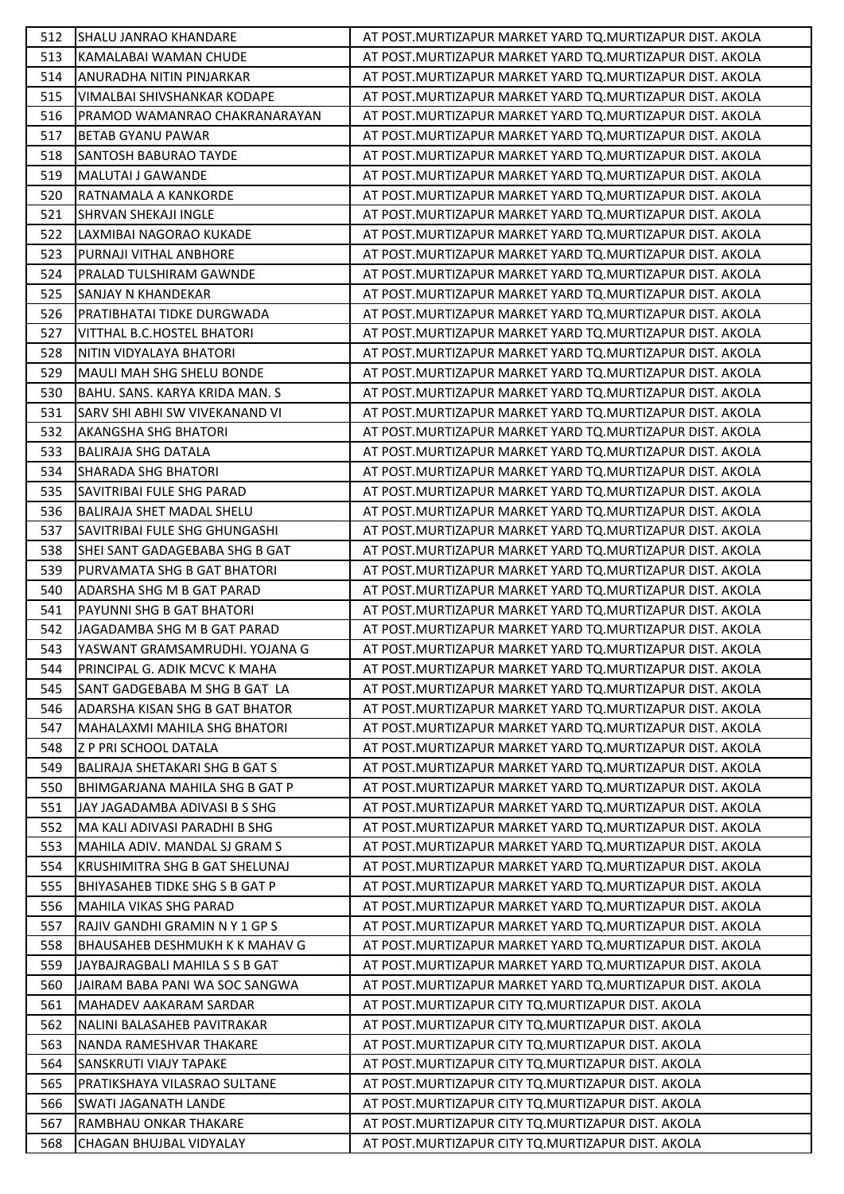| 512 | SHALU JANRAO KHANDARE | AT POST.MURTIZAPUR MARKET YARD TQ.MURTIZAPUR DIST. AKOLA |
|---|---|---|
| 513 | KAMALABAI WAMAN CHUDE | AT POST.MURTIZAPUR MARKET YARD TQ.MURTIZAPUR DIST. AKOLA |
| 514 | ANURADHA NITIN PINJARKAR | AT POST.MURTIZAPUR MARKET YARD TQ.MURTIZAPUR DIST. AKOLA |
| 515 | VIMALBAI SHIVSHANKAR KODAPE | AT POST.MURTIZAPUR MARKET YARD TQ.MURTIZAPUR DIST. AKOLA |
| 516 | PRAMOD WAMANRAO CHAKRANARAYAN | AT POST.MURTIZAPUR MARKET YARD TQ.MURTIZAPUR DIST. AKOLA |
| 517 | BETAB GYANU PAWAR | AT POST.MURTIZAPUR MARKET YARD TQ.MURTIZAPUR DIST. AKOLA |
| 518 | SANTOSH BABURAO TAYDE | AT POST.MURTIZAPUR MARKET YARD TQ.MURTIZAPUR DIST. AKOLA |
| 519 | MALUTAI J GAWANDE | AT POST.MURTIZAPUR MARKET YARD TQ.MURTIZAPUR DIST. AKOLA |
| 520 | RATNAMALA A KANKORDE | AT POST.MURTIZAPUR MARKET YARD TQ.MURTIZAPUR DIST. AKOLA |
| 521 | SHRVAN SHEKAJI INGLE | AT POST.MURTIZAPUR MARKET YARD TQ.MURTIZAPUR DIST. AKOLA |
| 522 | LAXMIBAI NAGORAO KUKADE | AT POST.MURTIZAPUR MARKET YARD TQ.MURTIZAPUR DIST. AKOLA |
| 523 | PURNAJI VITHAL ANBHORE | AT POST.MURTIZAPUR MARKET YARD TQ.MURTIZAPUR DIST. AKOLA |
| 524 | PRALAD TULSHIRAM GAWNDE | AT POST.MURTIZAPUR MARKET YARD TQ.MURTIZAPUR DIST. AKOLA |
| 525 | SANJAY N KHANDEKAR | AT POST.MURTIZAPUR MARKET YARD TQ.MURTIZAPUR DIST. AKOLA |
| 526 | PRATIBHATAI TIDKE DURGWADA | AT POST.MURTIZAPUR MARKET YARD TQ.MURTIZAPUR DIST. AKOLA |
| 527 | VITTHAL B.C.HOSTEL BHATORI | AT POST.MURTIZAPUR MARKET YARD TQ.MURTIZAPUR DIST. AKOLA |
| 528 | NITIN VIDYALAYA BHATORI | AT POST.MURTIZAPUR MARKET YARD TQ.MURTIZAPUR DIST. AKOLA |
| 529 | MAULI MAH SHG SHELU BONDE | AT POST.MURTIZAPUR MARKET YARD TQ.MURTIZAPUR DIST. AKOLA |
| 530 | BAHU. SANS. KARYA KRIDA MAN. S | AT POST.MURTIZAPUR MARKET YARD TQ.MURTIZAPUR DIST. AKOLA |
| 531 | SARV SHI ABHI SW VIVEKANAND VI | AT POST.MURTIZAPUR MARKET YARD TQ.MURTIZAPUR DIST. AKOLA |
| 532 | AKANGSHA SHG BHATORI | AT POST.MURTIZAPUR MARKET YARD TQ.MURTIZAPUR DIST. AKOLA |
| 533 | BALIRAJA SHG DATALA | AT POST.MURTIZAPUR MARKET YARD TQ.MURTIZAPUR DIST. AKOLA |
| 534 | SHARADA SHG BHATORI | AT POST.MURTIZAPUR MARKET YARD TQ.MURTIZAPUR DIST. AKOLA |
| 535 | SAVITRIBAI FULE SHG PARAD | AT POST.MURTIZAPUR MARKET YARD TQ.MURTIZAPUR DIST. AKOLA |
| 536 | BALIRAJA SHET MADAL SHELU | AT POST.MURTIZAPUR MARKET YARD TQ.MURTIZAPUR DIST. AKOLA |
| 537 | SAVITRIBAI FULE SHG GHUNGASHI | AT POST.MURTIZAPUR MARKET YARD TQ.MURTIZAPUR DIST. AKOLA |
| 538 | SHEI SANT GADAGEBABA SHG B GAT | AT POST.MURTIZAPUR MARKET YARD TQ.MURTIZAPUR DIST. AKOLA |
| 539 | PURVAMATA SHG B GAT BHATORI | AT POST.MURTIZAPUR MARKET YARD TQ.MURTIZAPUR DIST. AKOLA |
| 540 | ADARSHA SHG M B GAT PARAD | AT POST.MURTIZAPUR MARKET YARD TQ.MURTIZAPUR DIST. AKOLA |
| 541 | PAYUNNI SHG B GAT BHATORI | AT POST.MURTIZAPUR MARKET YARD TQ.MURTIZAPUR DIST. AKOLA |
| 542 | JAGADAMBA SHG M B GAT PARAD | AT POST.MURTIZAPUR MARKET YARD TQ.MURTIZAPUR DIST. AKOLA |
| 543 | YASWANT GRAMSAMRUDHI. YOJANA G | AT POST.MURTIZAPUR MARKET YARD TQ.MURTIZAPUR DIST. AKOLA |
| 544 | PRINCIPAL G. ADIK MCVC K MAHA | AT POST.MURTIZAPUR MARKET YARD TQ.MURTIZAPUR DIST. AKOLA |
| 545 | SANT GADGEBABA M SHG B GAT LA | AT POST.MURTIZAPUR MARKET YARD TQ.MURTIZAPUR DIST. AKOLA |
| 546 | ADARSHA KISAN SHG B GAT BHATOR | AT POST.MURTIZAPUR MARKET YARD TQ.MURTIZAPUR DIST. AKOLA |
| 547 | MAHALAXMI MAHILA SHG BHATORI | AT POST.MURTIZAPUR MARKET YARD TQ.MURTIZAPUR DIST. AKOLA |
| 548 | Z P PRI SCHOOL DATALA | AT POST.MURTIZAPUR MARKET YARD TQ.MURTIZAPUR DIST. AKOLA |
| 549 | BALIRAJA SHETAKARI SHG B GAT S | AT POST.MURTIZAPUR MARKET YARD TQ.MURTIZAPUR DIST. AKOLA |
| 550 | BHIMGARJANA MAHILA SHG B GAT P | AT POST.MURTIZAPUR MARKET YARD TQ.MURTIZAPUR DIST. AKOLA |
| 551 | JAY JAGADAMBA ADIVASI B S SHG | AT POST.MURTIZAPUR MARKET YARD TQ.MURTIZAPUR DIST. AKOLA |
| 552 | MA KALI ADIVASI PARADHI B SHG | AT POST.MURTIZAPUR MARKET YARD TQ.MURTIZAPUR DIST. AKOLA |
| 553 | MAHILA ADIV. MANDAL SJ GRAM S | AT POST.MURTIZAPUR MARKET YARD TQ.MURTIZAPUR DIST. AKOLA |
| 554 | KRUSHIMITRA SHG B GAT SHELUNAJ | AT POST.MURTIZAPUR MARKET YARD TQ.MURTIZAPUR DIST. AKOLA |
| 555 | BHIYASAHEB TIDKE SHG S B GAT P | AT POST.MURTIZAPUR MARKET YARD TQ.MURTIZAPUR DIST. AKOLA |
| 556 | MAHILA VIKAS SHG PARAD | AT POST.MURTIZAPUR MARKET YARD TQ.MURTIZAPUR DIST. AKOLA |
| 557 | RAJIV GANDHI GRAMIN N Y 1 GP S | AT POST.MURTIZAPUR MARKET YARD TQ.MURTIZAPUR DIST. AKOLA |
| 558 | BHAUSAHEB DESHMUKH K K MAHAV G | AT POST.MURTIZAPUR MARKET YARD TQ.MURTIZAPUR DIST. AKOLA |
| 559 | JAYBAJRAGBALI MAHILA S S B GAT | AT POST.MURTIZAPUR MARKET YARD TQ.MURTIZAPUR DIST. AKOLA |
| 560 | JAIRAM BABA PANI WA SOC SANGWA | AT POST.MURTIZAPUR MARKET YARD TQ.MURTIZAPUR DIST. AKOLA |
| 561 | MAHADEV AAKARAM SARDAR | AT POST.MURTIZAPUR CITY TQ.MURTIZAPUR DIST. AKOLA |
| 562 | NALINI BALASAHEB PAVITRAKAR | AT POST.MURTIZAPUR CITY TQ.MURTIZAPUR DIST. AKOLA |
| 563 | NANDA RAMESHVAR THAKARE | AT POST.MURTIZAPUR CITY TQ.MURTIZAPUR DIST. AKOLA |
| 564 | SANSKRUTI VIAJY TAPAKE | AT POST.MURTIZAPUR CITY TQ.MURTIZAPUR DIST. AKOLA |
| 565 | PRATIKSHAYA VILASRAO SULTANE | AT POST.MURTIZAPUR CITY TQ.MURTIZAPUR DIST. AKOLA |
| 566 | SWATI JAGANATH LANDE | AT POST.MURTIZAPUR CITY TQ.MURTIZAPUR DIST. AKOLA |
| 567 | RAMBHAU ONKAR THAKARE | AT POST.MURTIZAPUR CITY TQ.MURTIZAPUR DIST. AKOLA |
| 568 | CHAGAN BHUJBAL VIDYALAY | AT POST.MURTIZAPUR CITY TQ.MURTIZAPUR DIST. AKOLA |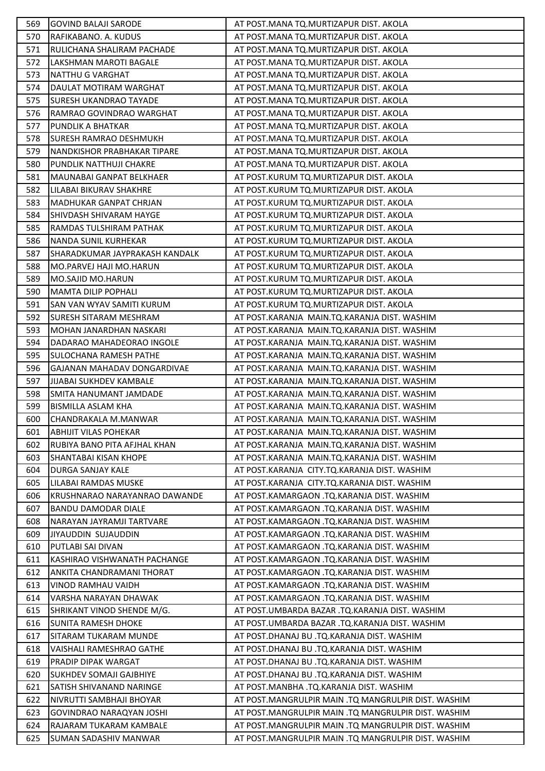| 569 | GOVIND BALAJI SARODE | AT POST.MANA TQ.MURTIZAPUR DIST. AKOLA |
|---|---|---|
| 570 | RAFIKABANO. A. KUDUS | AT POST.MANA TQ.MURTIZAPUR DIST. AKOLA |
| 571 | RULICHANA SHALIRAM PACHADE | AT POST.MANA TQ.MURTIZAPUR DIST. AKOLA |
| 572 | LAKSHMAN MAROTI BAGALE | AT POST.MANA TQ.MURTIZAPUR DIST. AKOLA |
| 573 | NATTHU G VARGHAT | AT POST.MANA TQ.MURTIZAPUR DIST. AKOLA |
| 574 | DAULAT MOTIRAM WARGHAT | AT POST.MANA TQ.MURTIZAPUR DIST. AKOLA |
| 575 | SURESH UKANDRAO TAYADE | AT POST.MANA TQ.MURTIZAPUR DIST. AKOLA |
| 576 | RAMRAO GOVINDRAO WARGHAT | AT POST.MANA TQ.MURTIZAPUR DIST. AKOLA |
| 577 | PUNDLIK A BHATKAR | AT POST.MANA TQ.MURTIZAPUR DIST. AKOLA |
| 578 | SURESH RAMRAO DESHMUKH | AT POST.MANA TQ.MURTIZAPUR DIST. AKOLA |
| 579 | NANDKISHOR PRABHAKAR TIPARE | AT POST.MANA TQ.MURTIZAPUR DIST. AKOLA |
| 580 | PUNDLIK NATTHUJI CHAKRE | AT POST.MANA TQ.MURTIZAPUR DIST. AKOLA |
| 581 | MAUNABAI GANPAT BELKHAER | AT POST.KURUM TQ.MURTIZAPUR DIST. AKOLA |
| 582 | LILABAI BIKURAV SHAKHRE | AT POST.KURUM TQ.MURTIZAPUR DIST. AKOLA |
| 583 | MADHUKAR GANPAT CHRJAN | AT POST.KURUM TQ.MURTIZAPUR DIST. AKOLA |
| 584 | SHIVDASH SHIVARAM HAYGE | AT POST.KURUM TQ.MURTIZAPUR DIST. AKOLA |
| 585 | RAMDAS TULSHIRAM PATHAK | AT POST.KURUM TQ.MURTIZAPUR DIST. AKOLA |
| 586 | NANDA SUNIL KURHEKAR | AT POST.KURUM TQ.MURTIZAPUR DIST. AKOLA |
| 587 | SHARADKUMAR JAYPRAKASH KANDALK | AT POST.KURUM TQ.MURTIZAPUR DIST. AKOLA |
| 588 | MO.PARVEJ HAJI MO.HARUN | AT POST.KURUM TQ.MURTIZAPUR DIST. AKOLA |
| 589 | MO.SAJID MO.HARUN | AT POST.KURUM TQ.MURTIZAPUR DIST. AKOLA |
| 590 | MAMTA DILIP POPHALI | AT POST.KURUM TQ.MURTIZAPUR DIST. AKOLA |
| 591 | SAN VAN WYAV SAMITI KURUM | AT POST.KURUM TQ.MURTIZAPUR DIST. AKOLA |
| 592 | SURESH SITARAM MESHRAM | AT POST.KARANJA MAIN.TQ.KARANJA DIST. WASHIM |
| 593 | MOHAN JANARDHAN NASKARI | AT POST.KARANJA MAIN.TQ.KARANJA DIST. WASHIM |
| 594 | DADARAO MAHADEORAO INGOLE | AT POST.KARANJA MAIN.TQ.KARANJA DIST. WASHIM |
| 595 | SULOCHANA RAMESH PATHE | AT POST.KARANJA MAIN.TQ.KARANJA DIST. WASHIM |
| 596 | GAJANAN MAHADAV DONGARDIVAE | AT POST.KARANJA MAIN.TQ.KARANJA DIST. WASHIM |
| 597 | JIJABAI SUKHDEV KAMBALE | AT POST.KARANJA MAIN.TQ.KARANJA DIST. WASHIM |
| 598 | SMITA HANUMANT JAMDADE | AT POST.KARANJA MAIN.TQ.KARANJA DIST. WASHIM |
| 599 | BISMILLA ASLAM KHA | AT POST.KARANJA MAIN.TQ.KARANJA DIST. WASHIM |
| 600 | CHANDRAKALA M.MANWAR | AT POST.KARANJA MAIN.TQ.KARANJA DIST. WASHIM |
| 601 | ABHIJIT VILAS POHEKAR | AT POST.KARANJA MAIN.TQ.KARANJA DIST. WASHIM |
| 602 | RUBIYA BANO PITA AFJHAL KHAN | AT POST.KARANJA MAIN.TQ.KARANJA DIST. WASHIM |
| 603 | SHANTABAI KISAN KHOPE | AT POST.KARANJA MAIN.TQ.KARANJA DIST. WASHIM |
| 604 | DURGA SANJAY KALE | AT POST.KARANJA CITY.TQ.KARANJA DIST. WASHIM |
| 605 | LILABAI RAMDAS MUSKE | AT POST.KARANJA CITY.TQ.KARANJA DIST. WASHIM |
| 606 | KRUSHNARAO NARAYANRAO DAWANDE | AT POST.KAMARGAON .TQ.KARANJA DIST. WASHIM |
| 607 | BANDU DAMODAR DIALE | AT POST.KAMARGAON .TQ.KARANJA DIST. WASHIM |
| 608 | NARAYAN JAYRAMJI TARTVARE | AT POST.KAMARGAON .TQ.KARANJA DIST. WASHIM |
| 609 | JIYAUDDIN SUJAUDDIN | AT POST.KAMARGAON .TQ.KARANJA DIST. WASHIM |
| 610 | PUTLABI SAI DIVAN | AT POST.KAMARGAON .TQ.KARANJA DIST. WASHIM |
| 611 | KASHIRAO VISHWANATH PACHANGE | AT POST.KAMARGAON .TQ.KARANJA DIST. WASHIM |
| 612 | ANKITA CHANDRAMANI THORAT | AT POST.KAMARGAON .TQ.KARANJA DIST. WASHIM |
| 613 | VINOD RAMHAU VAIDH | AT POST.KAMARGAON .TQ.KARANJA DIST. WASHIM |
| 614 | VARSHA NARAYAN DHAWAK | AT POST.KAMARGAON .TQ.KARANJA DIST. WASHIM |
| 615 | SHRIKANT VINOD SHENDE M/G. | AT POST.UMBARDA BAZAR .TQ.KARANJA DIST. WASHIM |
| 616 | SUNITA RAMESH DHOKE | AT POST.UMBARDA BAZAR .TQ.KARANJA DIST. WASHIM |
| 617 | SITARAM TUKARAM MUNDE | AT POST.DHANAJ BU .TQ.KARANJA DIST. WASHIM |
| 618 | VAISHALI RAMESHRAO GATHE | AT POST.DHANAJ BU .TQ.KARANJA DIST. WASHIM |
| 619 | PRADIP DIPAK WARGAT | AT POST.DHANAJ BU .TQ.KARANJA DIST. WASHIM |
| 620 | SUKHDEV SOMAJI GAJBHIYE | AT POST.DHANAJ BU .TQ.KARANJA DIST. WASHIM |
| 621 | SATISH SHIVANAND NARINGE | AT POST.MANBHA .TQ.KARANJA DIST. WASHIM |
| 622 | NIVRUTTI SAMBHAJI BHOYAR | AT POST.MANGRULPIR MAIN .TQ MANGRULPIR DIST. WASHIM |
| 623 | GOVINDRAO NARAQYAN JOSHI | AT POST.MANGRULPIR MAIN .TQ MANGRULPIR DIST. WASHIM |
| 624 | RAJARAM TUKARAM KAMBALE | AT POST.MANGRULPIR MAIN .TQ MANGRULPIR DIST. WASHIM |
| 625 | SUMAN SADASHIV MANWAR | AT POST.MANGRULPIR MAIN .TQ MANGRULPIR DIST. WASHIM |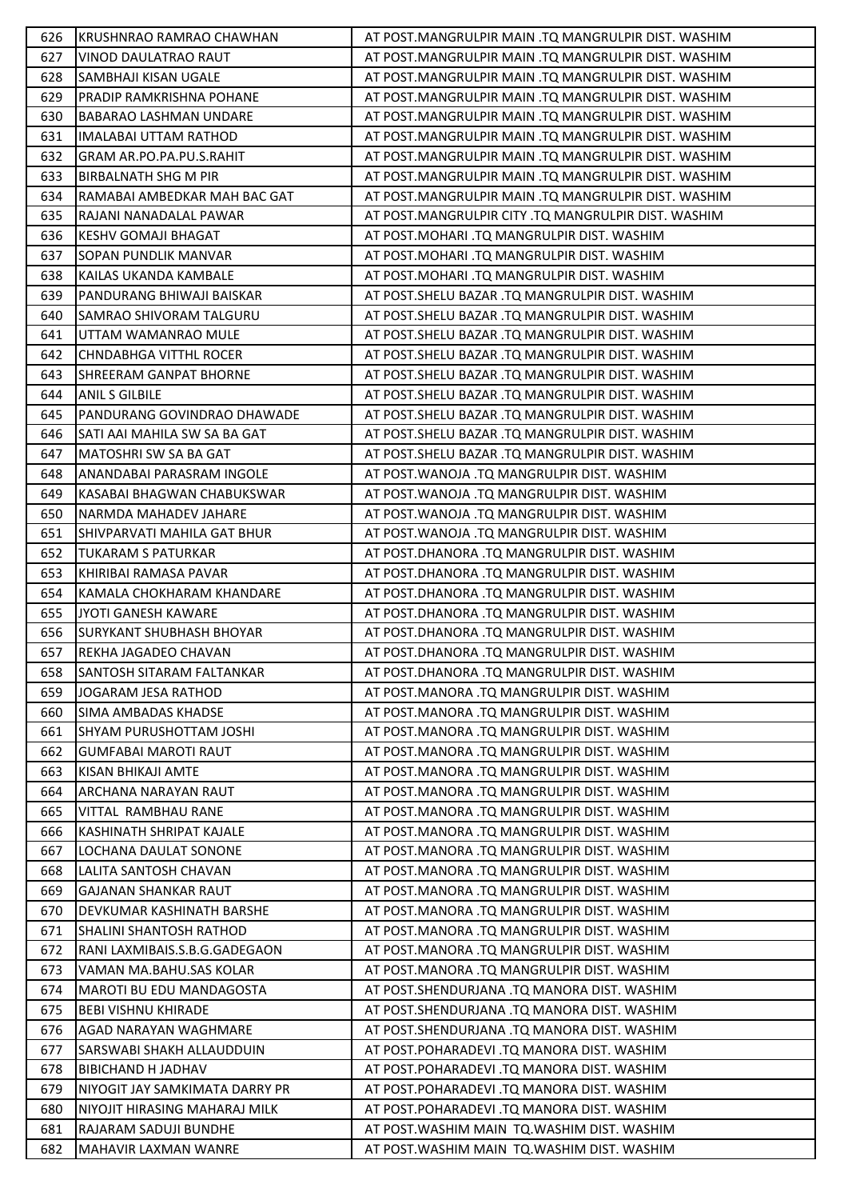| 626 | KRUSHNRAO RAMRAO CHAWHAN | AT POST.MANGRULPIR MAIN .TQ MANGRULPIR DIST. WASHIM |
|---|---|---|
| 627 | VINOD DAULATRAO RAUT | AT POST.MANGRULPIR MAIN .TQ MANGRULPIR DIST. WASHIM |
| 628 | SAMBHAJI KISAN UGALE | AT POST.MANGRULPIR MAIN .TQ MANGRULPIR DIST. WASHIM |
| 629 | PRADIP RAMKRISHNA POHANE | AT POST.MANGRULPIR MAIN .TQ MANGRULPIR DIST. WASHIM |
| 630 | BABARAO LASHMAN UNDARE | AT POST.MANGRULPIR MAIN .TQ MANGRULPIR DIST. WASHIM |
| 631 | IMALABAI UTTAM RATHOD | AT POST.MANGRULPIR MAIN .TQ MANGRULPIR DIST. WASHIM |
| 632 | GRAM AR.PO.PA.PU.S.RAHIT | AT POST.MANGRULPIR MAIN .TQ MANGRULPIR DIST. WASHIM |
| 633 | BIRBALNATH SHG M PIR | AT POST.MANGRULPIR MAIN .TQ MANGRULPIR DIST. WASHIM |
| 634 | RAMABAI AMBEDKAR MAH BAC GAT | AT POST.MANGRULPIR MAIN .TQ MANGRULPIR DIST. WASHIM |
| 635 | RAJANI NANADALAL PAWAR | AT POST.MANGRULPIR CITY .TQ MANGRULPIR DIST. WASHIM |
| 636 | KESHV GOMAJI BHAGAT | AT POST.MOHARI .TQ MANGRULPIR DIST. WASHIM |
| 637 | SOPAN PUNDLIK MANVAR | AT POST.MOHARI .TQ MANGRULPIR DIST. WASHIM |
| 638 | KAILAS UKANDA KAMBALE | AT POST.MOHARI .TQ MANGRULPIR DIST. WASHIM |
| 639 | PANDURANG BHIWAJI BAISKAR | AT POST.SHELU BAZAR .TQ MANGRULPIR DIST. WASHIM |
| 640 | SAMRAO SHIVORAM TALGURU | AT POST.SHELU BAZAR .TQ MANGRULPIR DIST. WASHIM |
| 641 | UTTAM WAMANRAO MULE | AT POST.SHELU BAZAR .TQ MANGRULPIR DIST. WASHIM |
| 642 | CHNDABHGA VITTHL ROCER | AT POST.SHELU BAZAR .TQ MANGRULPIR DIST. WASHIM |
| 643 | SHREERAM GANPAT BHORNE | AT POST.SHELU BAZAR .TQ MANGRULPIR DIST. WASHIM |
| 644 | ANIL S GILBILE | AT POST.SHELU BAZAR .TQ MANGRULPIR DIST. WASHIM |
| 645 | PANDURANG GOVINDRAO DHAWADE | AT POST.SHELU BAZAR .TQ MANGRULPIR DIST. WASHIM |
| 646 | SATI AAI MAHILA SW SA BA GAT | AT POST.SHELU BAZAR .TQ MANGRULPIR DIST. WASHIM |
| 647 | MATOSHRI SW SA BA GAT | AT POST.SHELU BAZAR .TQ MANGRULPIR DIST. WASHIM |
| 648 | ANANDABAI PARASRAM INGOLE | AT POST.WANOJA .TQ MANGRULPIR DIST. WASHIM |
| 649 | KASABAI BHAGWAN CHABUKSWAR | AT POST.WANOJA .TQ MANGRULPIR DIST. WASHIM |
| 650 | NARMDA MAHADEV JAHARE | AT POST.WANOJA .TQ MANGRULPIR DIST. WASHIM |
| 651 | SHIVPARVATI MAHILA GAT BHUR | AT POST.WANOJA .TQ MANGRULPIR DIST. WASHIM |
| 652 | TUKARAM S PATURKAR | AT POST.DHANORA .TQ MANGRULPIR DIST. WASHIM |
| 653 | KHIRIBAI RAMASA PAVAR | AT POST.DHANORA .TQ MANGRULPIR DIST. WASHIM |
| 654 | KAMALA CHOKHARAM KHANDARE | AT POST.DHANORA .TQ MANGRULPIR DIST. WASHIM |
| 655 | JYOTI GANESH KAWARE | AT POST.DHANORA .TQ MANGRULPIR DIST. WASHIM |
| 656 | SURYKANT SHUBHASH BHOYAR | AT POST.DHANORA .TQ MANGRULPIR DIST. WASHIM |
| 657 | REKHA JAGADEO CHAVAN | AT POST.DHANORA .TQ MANGRULPIR DIST. WASHIM |
| 658 | SANTOSH SITARAM FALTANKAR | AT POST.DHANORA .TQ MANGRULPIR DIST. WASHIM |
| 659 | JOGARAM JESA RATHOD | AT POST.MANORA .TQ MANGRULPIR DIST. WASHIM |
| 660 | SIMA AMBADAS KHADSE | AT POST.MANORA .TQ MANGRULPIR DIST. WASHIM |
| 661 | SHYAM PURUSHOTTAM JOSHI | AT POST.MANORA .TQ MANGRULPIR DIST. WASHIM |
| 662 | GUMFABAI MAROTI RAUT | AT POST.MANORA .TQ MANGRULPIR DIST. WASHIM |
| 663 | KISAN BHIKAJI AMTE | AT POST.MANORA .TQ MANGRULPIR DIST. WASHIM |
| 664 | ARCHANA NARAYAN RAUT | AT POST.MANORA .TQ MANGRULPIR DIST. WASHIM |
| 665 | VITTAL RAMBHAU RANE | AT POST.MANORA .TQ MANGRULPIR DIST. WASHIM |
| 666 | KASHINATH SHRIPAT KAJALE | AT POST.MANORA .TQ MANGRULPIR DIST. WASHIM |
| 667 | LOCHANA DAULAT SONONE | AT POST.MANORA .TQ MANGRULPIR DIST. WASHIM |
| 668 | LALITA SANTOSH CHAVAN | AT POST.MANORA .TQ MANGRULPIR DIST. WASHIM |
| 669 | GAJANAN SHANKAR RAUT | AT POST.MANORA .TQ MANGRULPIR DIST. WASHIM |
| 670 | DEVKUMAR KASHINATH BARSHE | AT POST.MANORA .TQ MANGRULPIR DIST. WASHIM |
| 671 | SHALINI SHANTOSH RATHOD | AT POST.MANORA .TQ MANGRULPIR DIST. WASHIM |
| 672 | RANI LAXMIBAIS.S.B.G.GADEGAON | AT POST.MANORA .TQ MANGRULPIR DIST. WASHIM |
| 673 | VAMAN MA.BAHU.SAS KOLAR | AT POST.MANORA .TQ MANGRULPIR DIST. WASHIM |
| 674 | MAROTI BU EDU MANDAGOSTA | AT POST.SHENDURJANA .TQ MANORA DIST. WASHIM |
| 675 | BEBI VISHNU KHIRADE | AT POST.SHENDURJANA .TQ MANORA DIST. WASHIM |
| 676 | AGAD NARAYAN WAGHMARE | AT POST.SHENDURJANA .TQ MANORA DIST. WASHIM |
| 677 | SARSWABI SHAKH ALLAUDDUIN | AT POST.POHARADEVI .TQ MANORA DIST. WASHIM |
| 678 | BIBICHAND H JADHAV | AT POST.POHARADEVI .TQ MANORA DIST. WASHIM |
| 679 | NIYOGIT JAY SAMKIMATA DARRY PR | AT POST.POHARADEVI .TQ MANORA DIST. WASHIM |
| 680 | NIYOJIT HIRASING MAHARAJ MILK | AT POST.POHARADEVI .TQ MANORA DIST. WASHIM |
| 681 | RAJARAM SADUJI BUNDHE | AT POST.WASHIM MAIN TQ.WASHIM DIST. WASHIM |
| 682 | MAHAVIR LAXMAN WANRE | AT POST.WASHIM MAIN TQ.WASHIM DIST. WASHIM |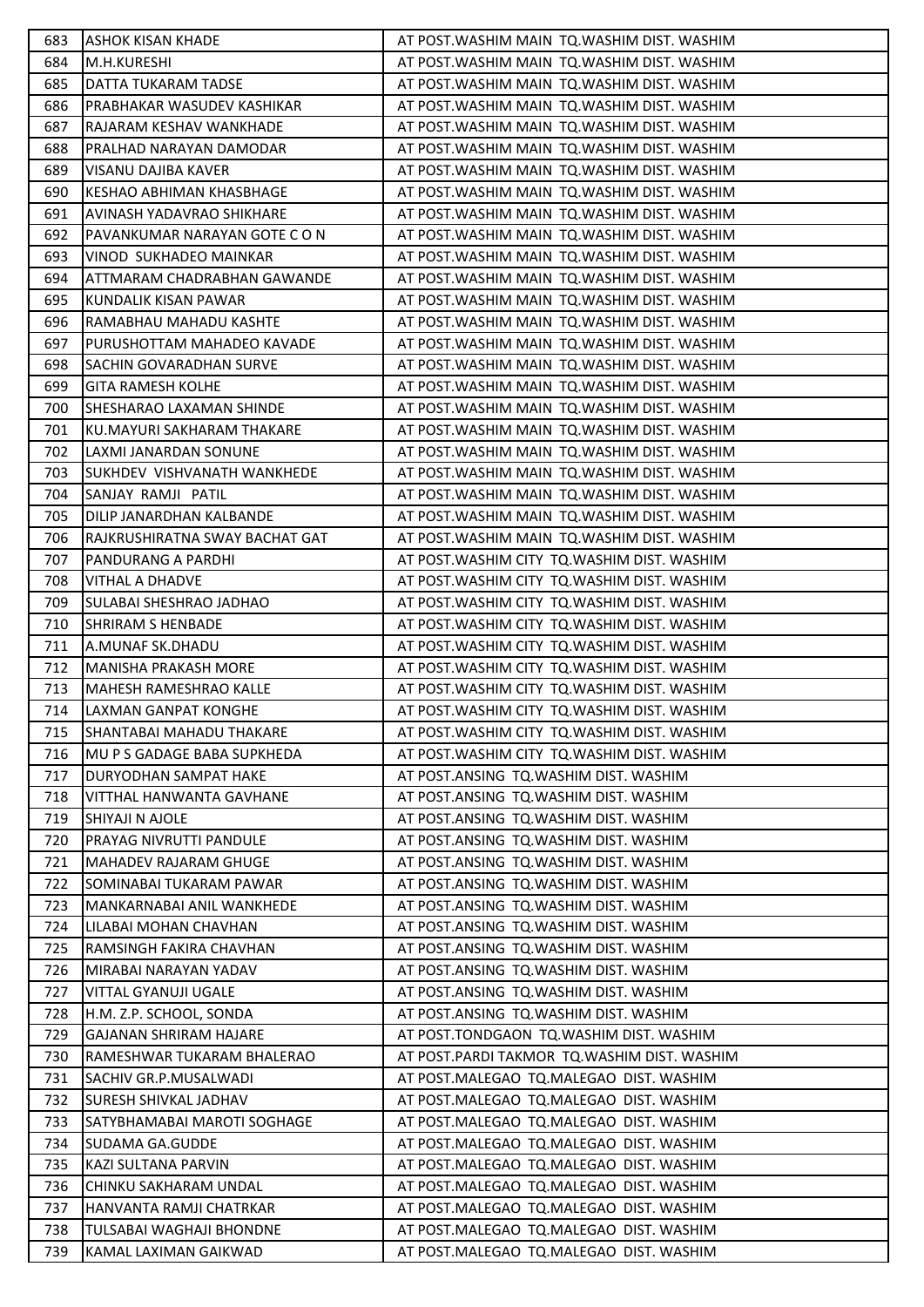| 683 | ASHOK KISAN KHADE | AT POST.WASHIM MAIN TQ.WASHIM DIST. WASHIM |
|---|---|---|
| 684 | M.H.KURESHI | AT POST.WASHIM MAIN TQ.WASHIM DIST. WASHIM |
| 685 | DATTA TUKARAM TADSE | AT POST.WASHIM MAIN TQ.WASHIM DIST. WASHIM |
| 686 | PRABHAKAR WASUDEV KASHIKAR | AT POST.WASHIM MAIN TQ.WASHIM DIST. WASHIM |
| 687 | RAJARAM KESHAV WANKHADE | AT POST.WASHIM MAIN TQ.WASHIM DIST. WASHIM |
| 688 | PRALHAD NARAYAN DAMODAR | AT POST.WASHIM MAIN TQ.WASHIM DIST. WASHIM |
| 689 | VISANU DAJIBA KAVER | AT POST.WASHIM MAIN TQ.WASHIM DIST. WASHIM |
| 690 | KESHAO ABHIMAN KHASBHAGE | AT POST.WASHIM MAIN TQ.WASHIM DIST. WASHIM |
| 691 | AVINASH YADAVRAO SHIKHARE | AT POST.WASHIM MAIN TQ.WASHIM DIST. WASHIM |
| 692 | PAVANKUMAR NARAYAN GOTE C O N | AT POST.WASHIM MAIN TQ.WASHIM DIST. WASHIM |
| 693 | VINOD SUKHADEO MAINKAR | AT POST.WASHIM MAIN TQ.WASHIM DIST. WASHIM |
| 694 | ATTMARAM CHADRABHAN GAWANDE | AT POST.WASHIM MAIN TQ.WASHIM DIST. WASHIM |
| 695 | KUNDALIK KISAN PAWAR | AT POST.WASHIM MAIN TQ.WASHIM DIST. WASHIM |
| 696 | RAMABHAU MAHADU KASHTE | AT POST.WASHIM MAIN TQ.WASHIM DIST. WASHIM |
| 697 | PURUSHOTTAM MAHADEO KAVADE | AT POST.WASHIM MAIN TQ.WASHIM DIST. WASHIM |
| 698 | SACHIN GOVARADHAN SURVE | AT POST.WASHIM MAIN TQ.WASHIM DIST. WASHIM |
| 699 | GITA RAMESH KOLHE | AT POST.WASHIM MAIN TQ.WASHIM DIST. WASHIM |
| 700 | SHESHARAO LAXAMAN SHINDE | AT POST.WASHIM MAIN TQ.WASHIM DIST. WASHIM |
| 701 | KU.MAYURI SAKHARAM THAKARE | AT POST.WASHIM MAIN TQ.WASHIM DIST. WASHIM |
| 702 | LAXMI JANARDAN SONUNE | AT POST.WASHIM MAIN TQ.WASHIM DIST. WASHIM |
| 703 | SUKHDEV VISHVANATH WANKHEDE | AT POST.WASHIM MAIN TQ.WASHIM DIST. WASHIM |
| 704 | SANJAY RAMJI PATIL | AT POST.WASHIM MAIN TQ.WASHIM DIST. WASHIM |
| 705 | DILIP JANARDHAN KALBANDE | AT POST.WASHIM MAIN TQ.WASHIM DIST. WASHIM |
| 706 | RAJKRUSHIRATNA SWAY BACHAT GAT | AT POST.WASHIM MAIN TQ.WASHIM DIST. WASHIM |
| 707 | PANDURANG A PARDHI | AT POST.WASHIM CITY TQ.WASHIM DIST. WASHIM |
| 708 | VITHAL A DHADVE | AT POST.WASHIM CITY TQ.WASHIM DIST. WASHIM |
| 709 | SULABAI SHESHRAO JADHAO | AT POST.WASHIM CITY TQ.WASHIM DIST. WASHIM |
| 710 | SHRIRAM S HENBADE | AT POST.WASHIM CITY TQ.WASHIM DIST. WASHIM |
| 711 | A.MUNAF SK.DHADU | AT POST.WASHIM CITY TQ.WASHIM DIST. WASHIM |
| 712 | MANISHA PRAKASH MORE | AT POST.WASHIM CITY TQ.WASHIM DIST. WASHIM |
| 713 | MAHESH RAMESHRAO KALLE | AT POST.WASHIM CITY TQ.WASHIM DIST. WASHIM |
| 714 | LAXMAN GANPAT KONGHE | AT POST.WASHIM CITY TQ.WASHIM DIST. WASHIM |
| 715 | SHANTABAI MAHADU THAKARE | AT POST.WASHIM CITY TQ.WASHIM DIST. WASHIM |
| 716 | MU P S GADAGE BABA SUPKHEDA | AT POST.WASHIM CITY TQ.WASHIM DIST. WASHIM |
| 717 | DURYODHAN SAMPAT HAKE | AT POST.ANSING TQ.WASHIM DIST. WASHIM |
| 718 | VITTHAL HANWANTA GAVHANE | AT POST.ANSING TQ.WASHIM DIST. WASHIM |
| 719 | SHIYAJI N AJOLE | AT POST.ANSING TQ.WASHIM DIST. WASHIM |
| 720 | PRAYAG NIVRUTTI PANDULE | AT POST.ANSING TQ.WASHIM DIST. WASHIM |
| 721 | MAHADEV RAJARAM GHUGE | AT POST.ANSING TQ.WASHIM DIST. WASHIM |
| 722 | SOMINABAI TUKARAM PAWAR | AT POST.ANSING TQ.WASHIM DIST. WASHIM |
| 723 | MANKARNABAI ANIL WANKHEDE | AT POST.ANSING TQ.WASHIM DIST. WASHIM |
| 724 | LILABAI MOHAN CHAVHAN | AT POST.ANSING TQ.WASHIM DIST. WASHIM |
| 725 | RAMSINGH FAKIRA CHAVHAN | AT POST.ANSING TQ.WASHIM DIST. WASHIM |
| 726 | MIRABAI NARAYAN YADAV | AT POST.ANSING TQ.WASHIM DIST. WASHIM |
| 727 | VITTAL GYANUJI UGALE | AT POST.ANSING TQ.WASHIM DIST. WASHIM |
| 728 | H.M. Z.P. SCHOOL, SONDA | AT POST.ANSING TQ.WASHIM DIST. WASHIM |
| 729 | GAJANAN SHRIRAM HAJARE | AT POST.TONDGAON TQ.WASHIM DIST. WASHIM |
| 730 | RAMESHWAR TUKARAM BHALERAO | AT POST.PARDI TAKMOR TQ.WASHIM DIST. WASHIM |
| 731 | SACHIV GR.P.MUSALWADI | AT POST.MALEGAO TQ.MALEGAO DIST. WASHIM |
| 732 | SURESH SHIVKAL JADHAV | AT POST.MALEGAO TQ.MALEGAO DIST. WASHIM |
| 733 | SATYBHAMABAI MAROTI SOGHAGE | AT POST.MALEGAO TQ.MALEGAO DIST. WASHIM |
| 734 | SUDAMA GA.GUDDE | AT POST.MALEGAO TQ.MALEGAO DIST. WASHIM |
| 735 | KAZI SULTANA PARVIN | AT POST.MALEGAO TQ.MALEGAO DIST. WASHIM |
| 736 | CHINKU SAKHARAM UNDAL | AT POST.MALEGAO TQ.MALEGAO DIST. WASHIM |
| 737 | HANVANTA RAMJI CHATRKAR | AT POST.MALEGAO TQ.MALEGAO DIST. WASHIM |
| 738 | TULSABAI WAGHAJI BHONDNE | AT POST.MALEGAO TQ.MALEGAO DIST. WASHIM |
| 739 | KAMAL LAXIMAN GAIKWAD | AT POST.MALEGAO TQ.MALEGAO DIST. WASHIM |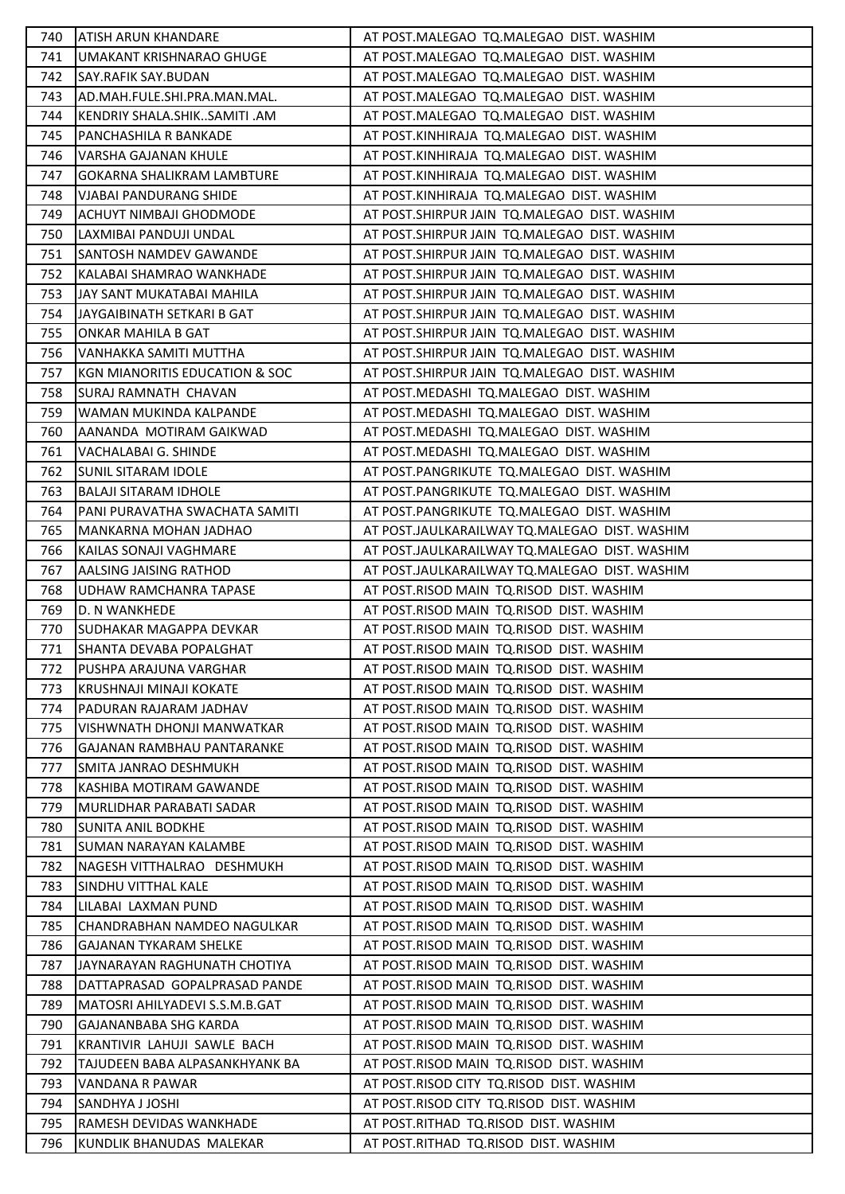| 740 | ATISH ARUN KHANDARE | AT POST.MALEGAO TQ.MALEGAO DIST. WASHIM |
|---|---|---|
| 741 | UMAKANT KRISHNARAO GHUGE | AT POST.MALEGAO TQ.MALEGAO DIST. WASHIM |
| 742 | SAY.RAFIK SAY.BUDAN | AT POST.MALEGAO TQ.MALEGAO DIST. WASHIM |
| 743 | AD.MAH.FULE.SHI.PRA.MAN.MAL. | AT POST.MALEGAO TQ.MALEGAO DIST. WASHIM |
| 744 | KENDRIY SHALA.SHIK..SAMITI .AM | AT POST.MALEGAO TQ.MALEGAO DIST. WASHIM |
| 745 | PANCHASHILA R BANKADE | AT POST.KINHIRAJA TQ.MALEGAO DIST. WASHIM |
| 746 | VARSHA GAJANAN KHULE | AT POST.KINHIRAJA TQ.MALEGAO DIST. WASHIM |
| 747 | GOKARNA SHALIKRAM LAMBTURE | AT POST.KINHIRAJA TQ.MALEGAO DIST. WASHIM |
| 748 | VJABAI PANDURANG SHIDE | AT POST.KINHIRAJA TQ.MALEGAO DIST. WASHIM |
| 749 | ACHUYT NIMBAJI GHODMODE | AT POST.SHIRPUR JAIN TQ.MALEGAO DIST. WASHIM |
| 750 | LAXMIBAI PANDUJI UNDAL | AT POST.SHIRPUR JAIN TQ.MALEGAO DIST. WASHIM |
| 751 | SANTOSH NAMDEV GAWANDE | AT POST.SHIRPUR JAIN TQ.MALEGAO DIST. WASHIM |
| 752 | KALABAI SHAMRAO WANKHADE | AT POST.SHIRPUR JAIN TQ.MALEGAO DIST. WASHIM |
| 753 | JAY SANT MUKATABAI MAHILA | AT POST.SHIRPUR JAIN TQ.MALEGAO DIST. WASHIM |
| 754 | JAYGAIBINATH SETKARI B GAT | AT POST.SHIRPUR JAIN TQ.MALEGAO DIST. WASHIM |
| 755 | ONKAR MAHILA B GAT | AT POST.SHIRPUR JAIN TQ.MALEGAO DIST. WASHIM |
| 756 | VANHAKKA SAMITI MUTTHA | AT POST.SHIRPUR JAIN TQ.MALEGAO DIST. WASHIM |
| 757 | KGN MIANORITIS EDUCATION & SOC | AT POST.SHIRPUR JAIN TQ.MALEGAO DIST. WASHIM |
| 758 | SURAJ RAMNATH CHAVAN | AT POST.MEDASHI TQ.MALEGAO DIST. WASHIM |
| 759 | WAMAN MUKINDA KALPANDE | AT POST.MEDASHI TQ.MALEGAO DIST. WASHIM |
| 760 | AANANDA MOTIRAM GAIKWAD | AT POST.MEDASHI TQ.MALEGAO DIST. WASHIM |
| 761 | VACHALABAI G. SHINDE | AT POST.MEDASHI TQ.MALEGAO DIST. WASHIM |
| 762 | SUNIL SITARAM IDOLE | AT POST.PANGRIKUTE TQ.MALEGAO DIST. WASHIM |
| 763 | BALAJI SITARAM IDHOLE | AT POST.PANGRIKUTE TQ.MALEGAO DIST. WASHIM |
| 764 | PANI PURAVATHA SWACHATA SAMITI | AT POST.PANGRIKUTE TQ.MALEGAO DIST. WASHIM |
| 765 | MANKARNA MOHAN JADHAO | AT POST.JAULKARAILWAY TQ.MALEGAO DIST. WASHIM |
| 766 | KAILAS SONAJI VAGHMARE | AT POST.JAULKARAILWAY TQ.MALEGAO DIST. WASHIM |
| 767 | AALSING JAISING RATHOD | AT POST.JAULKARAILWAY TQ.MALEGAO DIST. WASHIM |
| 768 | UDHAW RAMCHANRA TAPASE | AT POST.RISOD MAIN TQ.RISOD DIST. WASHIM |
| 769 | D. N WANKHEDE | AT POST.RISOD MAIN TQ.RISOD DIST. WASHIM |
| 770 | SUDHAKAR MAGAPPA DEVKAR | AT POST.RISOD MAIN TQ.RISOD DIST. WASHIM |
| 771 | SHANTA DEVABA POPALGHAT | AT POST.RISOD MAIN TQ.RISOD DIST. WASHIM |
| 772 | PUSHPA ARAJUNA VARGHAR | AT POST.RISOD MAIN TQ.RISOD DIST. WASHIM |
| 773 | KRUSHNAJI MINAJI KOKATE | AT POST.RISOD MAIN TQ.RISOD DIST. WASHIM |
| 774 | PADURAN RAJARAM JADHAV | AT POST.RISOD MAIN TQ.RISOD DIST. WASHIM |
| 775 | VISHWNATH DHONJI MANWATKAR | AT POST.RISOD MAIN TQ.RISOD DIST. WASHIM |
| 776 | GAJANAN RAMBHAU PANTARANKE | AT POST.RISOD MAIN TQ.RISOD DIST. WASHIM |
| 777 | SMITA JANRAO DESHMUKH | AT POST.RISOD MAIN TQ.RISOD DIST. WASHIM |
| 778 | KASHIBA MOTIRAM GAWANDE | AT POST.RISOD MAIN TQ.RISOD DIST. WASHIM |
| 779 | MURLIDHAR PARABATI SADAR | AT POST.RISOD MAIN TQ.RISOD DIST. WASHIM |
| 780 | SUNITA ANIL BODKHE | AT POST.RISOD MAIN TQ.RISOD DIST. WASHIM |
| 781 | SUMAN NARAYAN KALAMBE | AT POST.RISOD MAIN TQ.RISOD DIST. WASHIM |
| 782 | NAGESH VITTHALRAO DESHMUKH | AT POST.RISOD MAIN TQ.RISOD DIST. WASHIM |
| 783 | SINDHU VITTHAL KALE | AT POST.RISOD MAIN TQ.RISOD DIST. WASHIM |
| 784 | LILABAI LAXMAN PUND | AT POST.RISOD MAIN TQ.RISOD DIST. WASHIM |
| 785 | CHANDRABHAN NAMDEO NAGULKAR | AT POST.RISOD MAIN TQ.RISOD DIST. WASHIM |
| 786 | GAJANAN TYKARAM SHELKE | AT POST.RISOD MAIN TQ.RISOD DIST. WASHIM |
| 787 | JAYNARAYAN RAGHUNATH CHOTIYA | AT POST.RISOD MAIN TQ.RISOD DIST. WASHIM |
| 788 | DATTAPRASAD GOPALPRASAD PANDE | AT POST.RISOD MAIN TQ.RISOD DIST. WASHIM |
| 789 | MATOSRI AHILYADEVI S.S.M.B.GAT | AT POST.RISOD MAIN TQ.RISOD DIST. WASHIM |
| 790 | GAJANANBABA SHG KARDA | AT POST.RISOD MAIN TQ.RISOD DIST. WASHIM |
| 791 | KRANTIVIR LAHUJI SAWLE BACH | AT POST.RISOD MAIN TQ.RISOD DIST. WASHIM |
| 792 | TAJUDEEN BABA ALPASANKHYANK BA | AT POST.RISOD MAIN TQ.RISOD DIST. WASHIM |
| 793 | VANDANA R PAWAR | AT POST.RISOD CITY TQ.RISOD DIST. WASHIM |
| 794 | SANDHYA J JOSHI | AT POST.RISOD CITY TQ.RISOD DIST. WASHIM |
| 795 | RAMESH DEVIDAS WANKHADE | AT POST.RITHAD TQ.RISOD DIST. WASHIM |
| 796 | KUNDLIK BHANUDAS MALEKAR | AT POST.RITHAD TQ.RISOD DIST. WASHIM |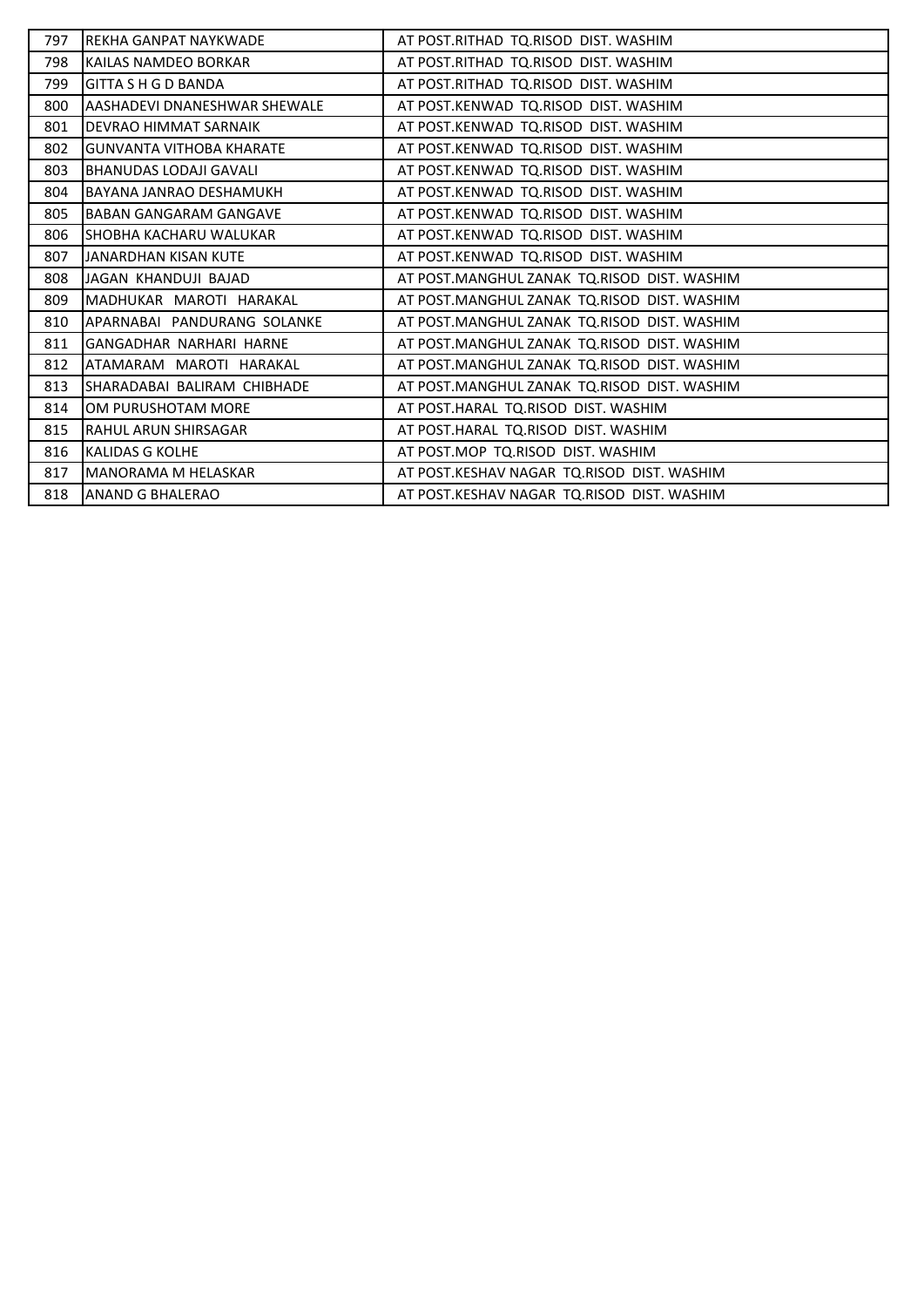| | | |
|---|---|---|
| 797 | REKHA GANPAT NAYKWADE | AT POST.RITHAD TQ.RISOD DIST. WASHIM |
| 798 | KAILAS NAMDEO BORKAR | AT POST.RITHAD TQ.RISOD DIST. WASHIM |
| 799 | GITTA S H G D BANDA | AT POST.RITHAD TQ.RISOD DIST. WASHIM |
| 800 | AASHADEVI DNANESHWAR SHEWALE | AT POST.KENWAD TQ.RISOD DIST. WASHIM |
| 801 | DEVRAO HIMMAT SARNAIK | AT POST.KENWAD TQ.RISOD DIST. WASHIM |
| 802 | GUNVANTA VITHOBA KHARATE | AT POST.KENWAD TQ.RISOD DIST. WASHIM |
| 803 | BHANUDAS LODAJI GAVALI | AT POST.KENWAD TQ.RISOD DIST. WASHIM |
| 804 | BAYANA JANRAO DESHAMUKH | AT POST.KENWAD TQ.RISOD DIST. WASHIM |
| 805 | BABAN GANGARAM GANGAVE | AT POST.KENWAD TQ.RISOD DIST. WASHIM |
| 806 | SHOBHA KACHARU WALUKAR | AT POST.KENWAD TQ.RISOD DIST. WASHIM |
| 807 | JANARDHAN KISAN KUTE | AT POST.KENWAD TQ.RISOD DIST. WASHIM |
| 808 | JAGAN KHANDUJI BAJAD | AT POST.MANGHUL ZANAK TQ.RISOD DIST. WASHIM |
| 809 | MADHUKAR MAROTI HARAKAL | AT POST.MANGHUL ZANAK TQ.RISOD DIST. WASHIM |
| 810 | APARNABAI PANDURANG SOLANKE | AT POST.MANGHUL ZANAK TQ.RISOD DIST. WASHIM |
| 811 | GANGADHAR NARHARI HARNE | AT POST.MANGHUL ZANAK TQ.RISOD DIST. WASHIM |
| 812 | ATAMARAM MAROTI HARAKAL | AT POST.MANGHUL ZANAK TQ.RISOD DIST. WASHIM |
| 813 | SHARADABAI BALIRAM CHIBHADE | AT POST.MANGHUL ZANAK TQ.RISOD DIST. WASHIM |
| 814 | OM PURUSHOTAM MORE | AT POST.HARAL TQ.RISOD DIST. WASHIM |
| 815 | RAHUL ARUN SHIRSAGAR | AT POST.HARAL TQ.RISOD DIST. WASHIM |
| 816 | KALIDAS G KOLHE | AT POST.MOP TQ.RISOD DIST. WASHIM |
| 817 | MANORAMA M HELASKAR | AT POST.KESHAV NAGAR TQ.RISOD DIST. WASHIM |
| 818 | ANAND G BHALERAO | AT POST.KESHAV NAGAR TQ.RISOD DIST. WASHIM |